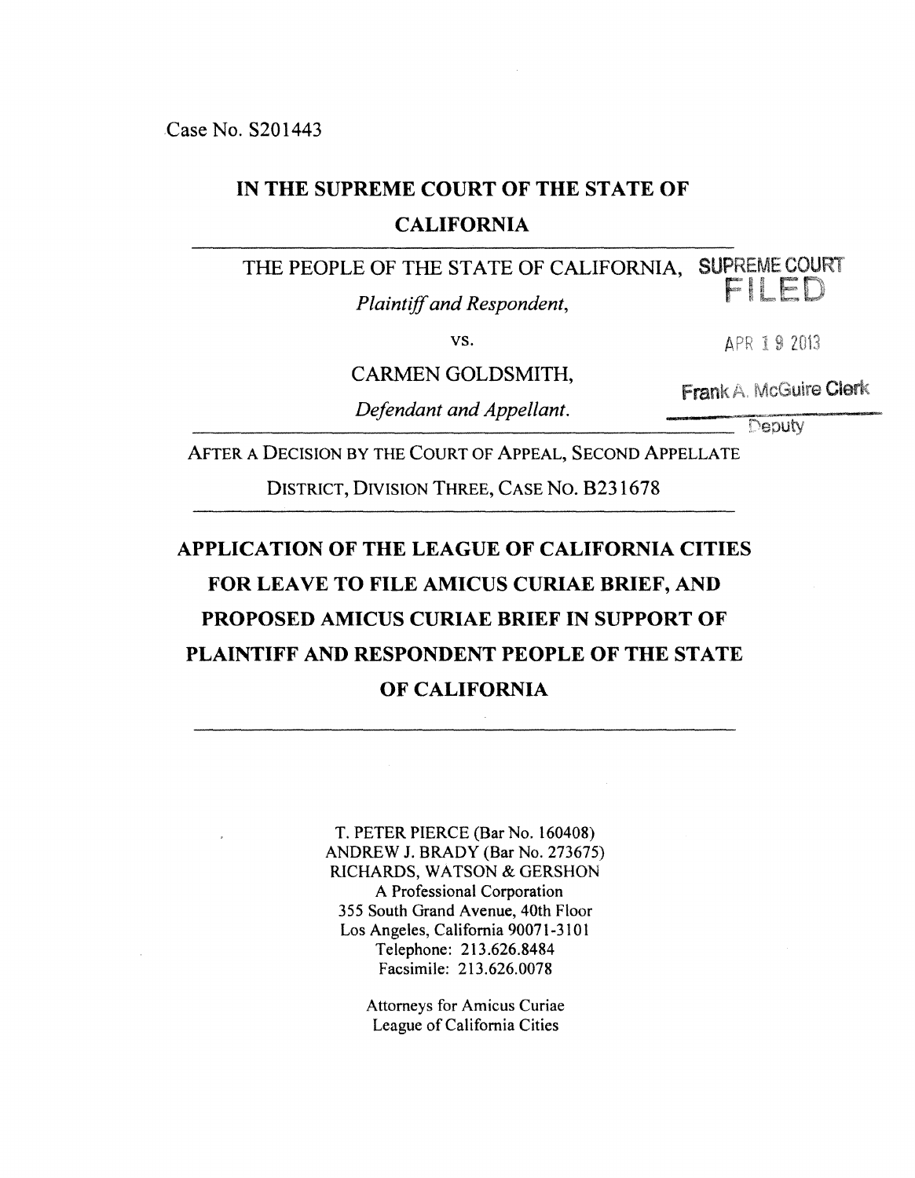Case No. S201443

**IN THE SUPREME COURT OF THE STATE OF CALIFORNIA**

---

THE PEOPLE OF THE STATE OF CALIFORNIA,

*Plaintiff and Respondent,*

vs.

CARMEN GOLDSMITH,

*Defendant and Appellant.*

SUPREME COURT
FILED
APR 19 2013
Frank A. McGuire Clerk
Deputy

---

AFTER A DECISION BY THE COURT OF APPEAL, SECOND APPELLATE DISTRICT, DIVISION THREE, CASE NO. B231678

---

**APPLICATION OF THE LEAGUE OF CALIFORNIA CITIES FOR LEAVE TO FILE AMICUS CURIAE BRIEF, AND PROPOSED AMICUS CURIAE BRIEF IN SUPPORT OF PLAINTIFF AND RESPONDENT PEOPLE OF THE STATE OF CALIFORNIA**

---

T. PETER PIERCE (Bar No. 160408)
ANDREW J. BRADY (Bar No. 273675)
RICHARDS, WATSON & GERSHON
A Professional Corporation
355 South Grand Avenue, 40th Floor
Los Angeles, California 90071-3101
Telephone: 213.626.8484
Facsimile: 213.626.0078

Attorneys for Amicus Curiae
League of California Cities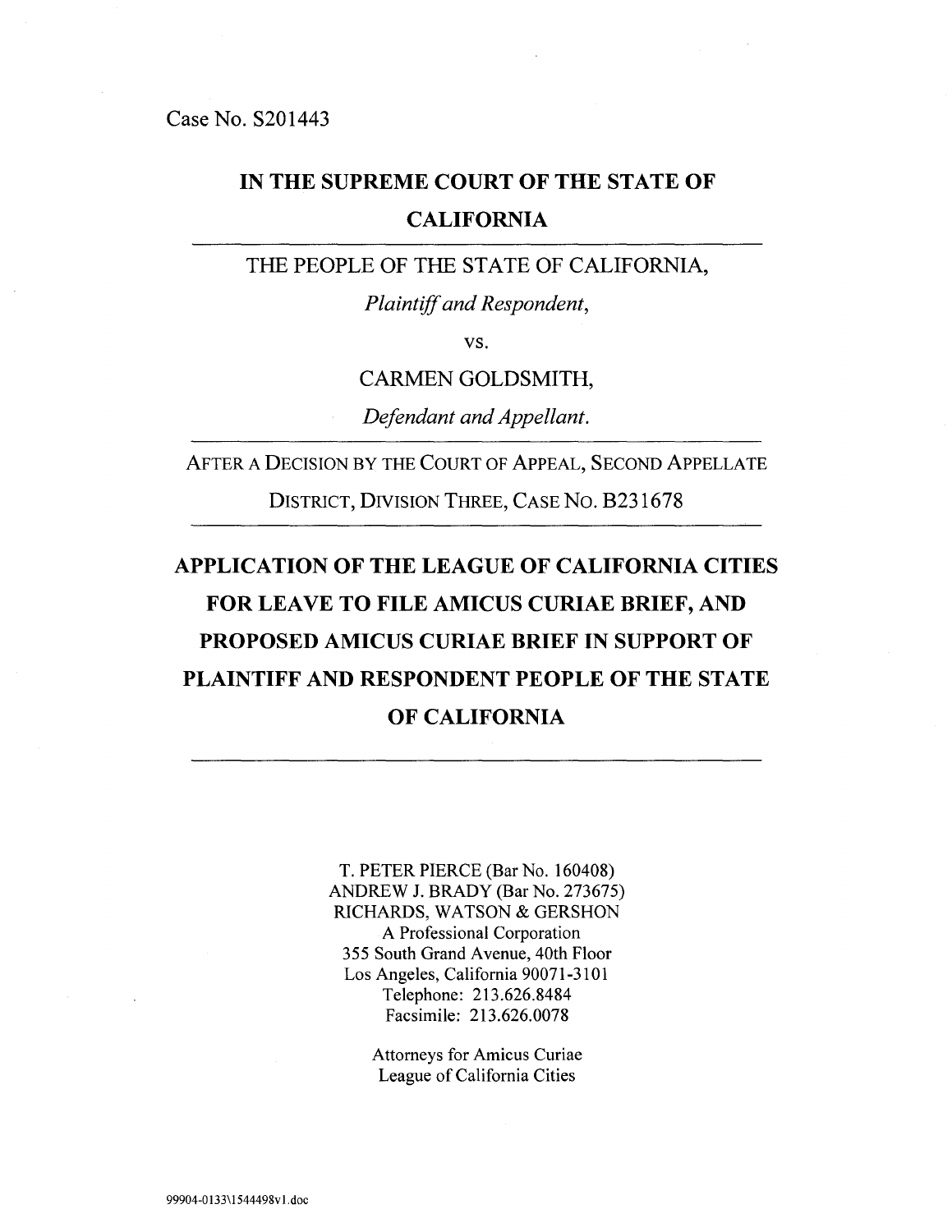Case No. S201443

# IN THE SUPREME COURT OF THE STATE OF CALIFORNIA

---

THE PEOPLE OF THE STATE OF CALIFORNIA,

*Plaintiff and Respondent,*

vs.

CARMEN GOLDSMITH,

*Defendant and Appellant.*

---

AFTER A DECISION BY THE COURT OF APPEAL, SECOND APPELLATE DISTRICT, DIVISION THREE, CASE NO. B231678

---

## APPLICATION OF THE LEAGUE OF CALIFORNIA CITIES FOR LEAVE TO FILE AMICUS CURIAE BRIEF, AND PROPOSED AMICUS CURIAE BRIEF IN SUPPORT OF PLAINTIFF AND RESPONDENT PEOPLE OF THE STATE OF CALIFORNIA

---

T. PETER PIERCE (Bar No. 160408)
ANDREW J. BRADY (Bar No. 273675)
RICHARDS, WATSON & GERSHON
A Professional Corporation
355 South Grand Avenue, 40th Floor
Los Angeles, California 90071-3101
Telephone: 213.626.8484
Facsimile: 213.626.0078

Attorneys for Amicus Curiae
League of California Cities

99904-0133\1544498v1.doc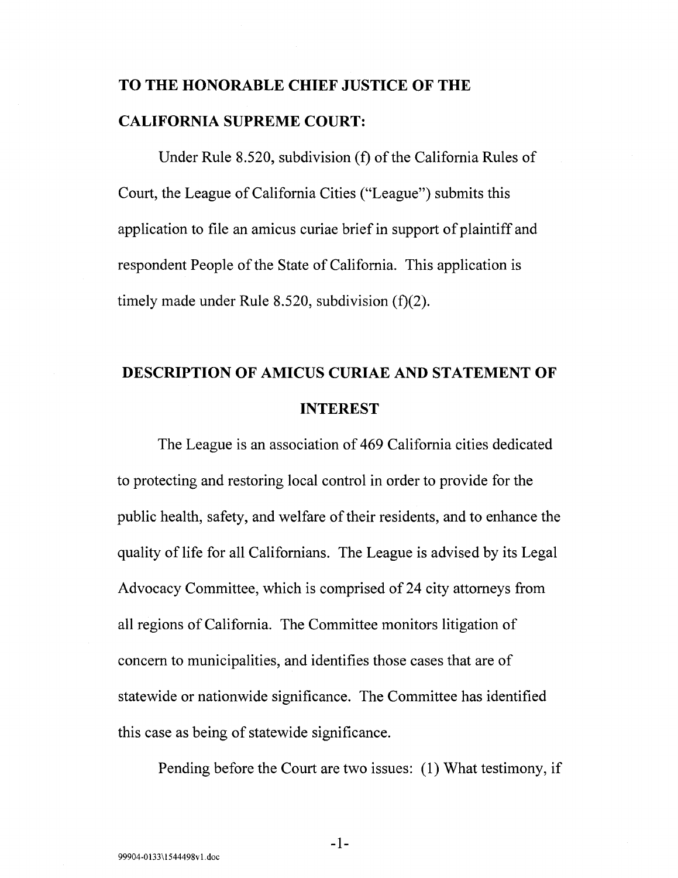**TO THE HONORABLE CHIEF JUSTICE OF THE CALIFORNIA SUPREME COURT:**

Under Rule 8.520, subdivision (f) of the California Rules of Court, the League of California Cities ("League") submits this application to file an amicus curiae brief in support of plaintiff and respondent People of the State of California. This application is timely made under Rule 8.520, subdivision (f)(2).

## DESCRIPTION OF AMICUS CURIAE AND STATEMENT OF INTEREST

The League is an association of 469 California cities dedicated to protecting and restoring local control in order to provide for the public health, safety, and welfare of their residents, and to enhance the quality of life for all Californians. The League is advised by its Legal Advocacy Committee, which is comprised of 24 city attorneys from all regions of California. The Committee monitors litigation of concern to municipalities, and identifies those cases that are of statewide or nationwide significance. The Committee has identified this case as being of statewide significance.

Pending before the Court are two issues: (1) What testimony, if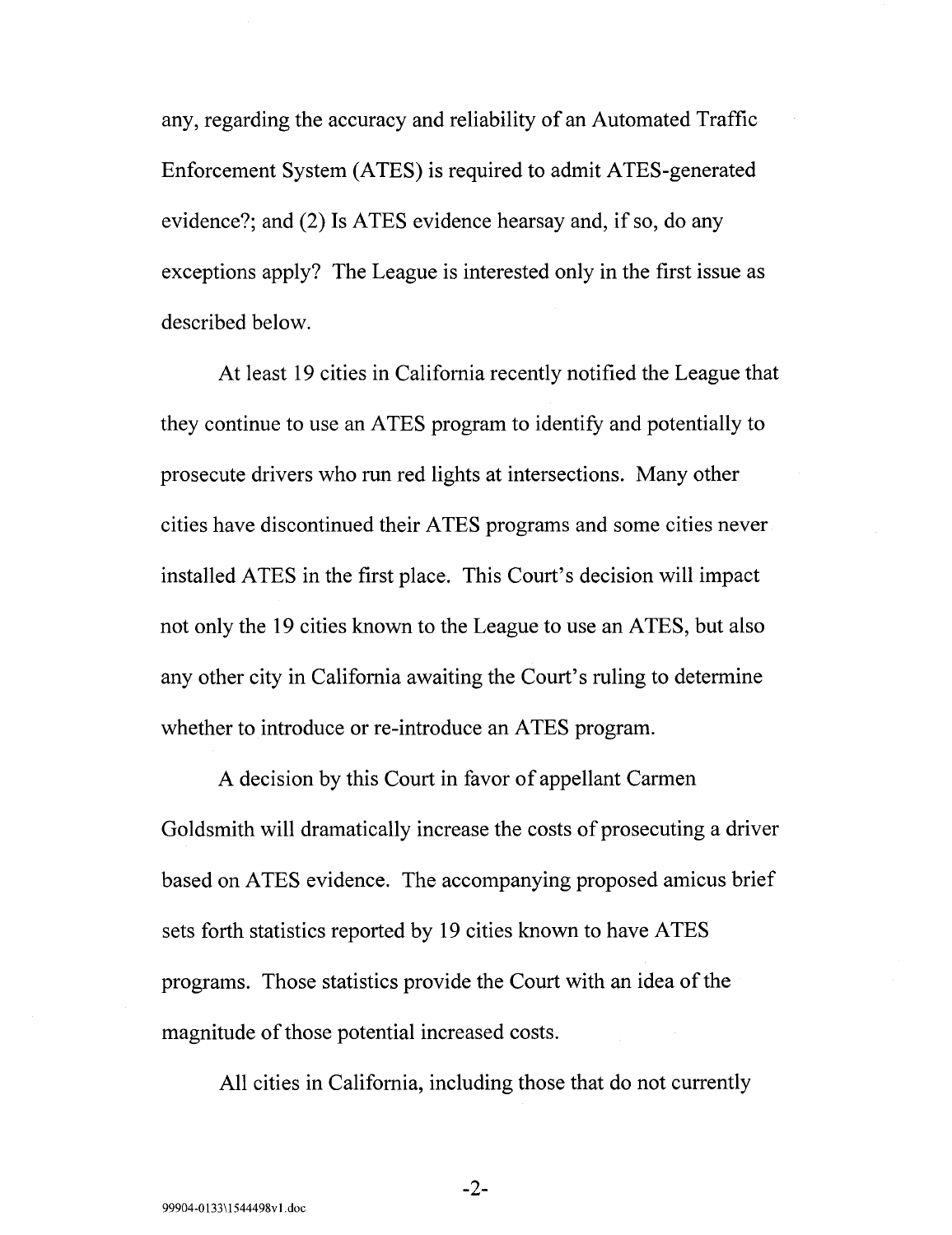any, regarding the accuracy and reliability of an Automated Traffic Enforcement System (ATES) is required to admit ATES-generated evidence?; and (2) Is ATES evidence hearsay and, if so, do any exceptions apply? The League is interested only in the first issue as described below.

At least 19 cities in California recently notified the League that they continue to use an ATES program to identify and potentially to prosecute drivers who run red lights at intersections. Many other cities have discontinued their ATES programs and some cities never installed ATES in the first place. This Court's decision will impact not only the 19 cities known to the League to use an ATES, but also any other city in California awaiting the Court's ruling to determine whether to introduce or re-introduce an ATES program.

A decision by this Court in favor of appellant Carmen Goldsmith will dramatically increase the costs of prosecuting a driver based on ATES evidence. The accompanying proposed amicus brief sets forth statistics reported by 19 cities known to have ATES programs. Those statistics provide the Court with an idea of the magnitude of those potential increased costs.

All cities in California, including those that do not currently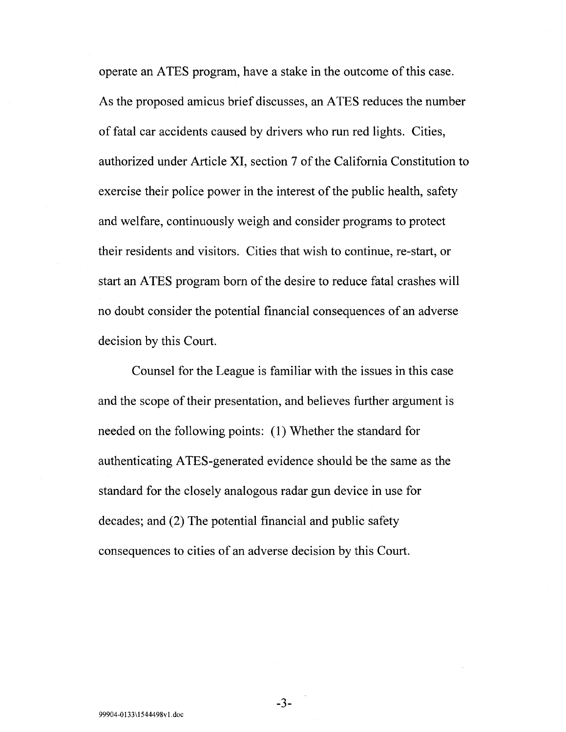operate an ATES program, have a stake in the outcome of this case. As the proposed amicus brief discusses, an ATES reduces the number of fatal car accidents caused by drivers who run red lights. Cities, authorized under Article XI, section 7 of the California Constitution to exercise their police power in the interest of the public health, safety and welfare, continuously weigh and consider programs to protect their residents and visitors. Cities that wish to continue, re-start, or start an ATES program born of the desire to reduce fatal crashes will no doubt consider the potential financial consequences of an adverse decision by this Court.

Counsel for the League is familiar with the issues in this case and the scope of their presentation, and believes further argument is needed on the following points: (1) Whether the standard for authenticating ATES-generated evidence should be the same as the standard for the closely analogous radar gun device in use for decades; and (2) The potential financial and public safety consequences to cities of an adverse decision by this Court.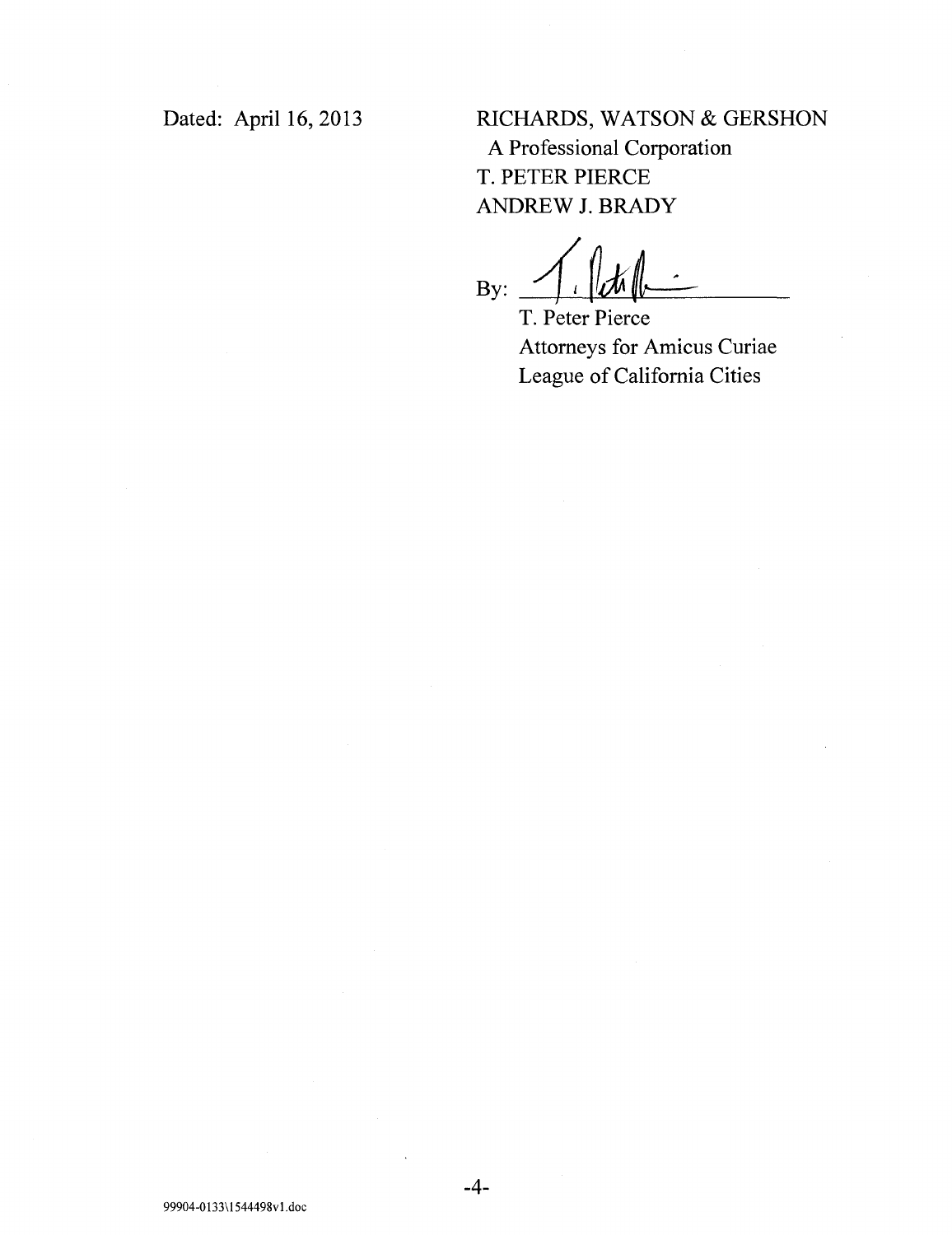Dated: April 16, 2013

RICHARDS, WATSON & GERSHON
A Professional Corporation
T. PETER PIERCE
ANDREW J. BRADY

By: ______________________
T. Peter Pierce
Attorneys for Amicus Curiae
League of California Cities

99904-0133\1544498v1.doc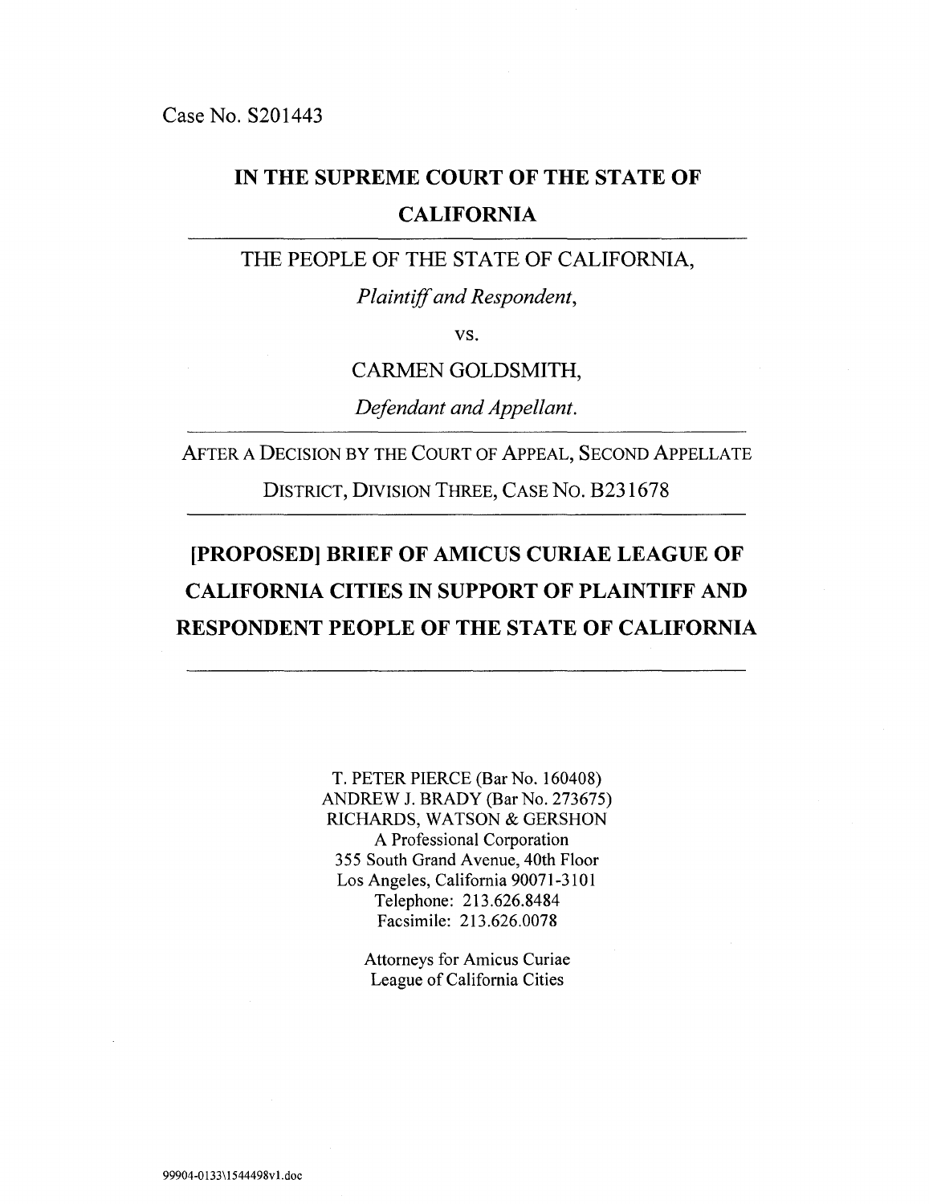Case No. S201443

# IN THE SUPREME COURT OF THE STATE OF CALIFORNIA

---

THE PEOPLE OF THE STATE OF CALIFORNIA,

*Plaintiff and Respondent*,

vs.

CARMEN GOLDSMITH,

*Defendant and Appellant.*

---

AFTER A DECISION BY THE COURT OF APPEAL, SECOND APPELLATE DISTRICT, DIVISION THREE, CASE NO. B231678

---

## [PROPOSED] BRIEF OF AMICUS CURIAE LEAGUE OF CALIFORNIA CITIES IN SUPPORT OF PLAINTIFF AND RESPONDENT PEOPLE OF THE STATE OF CALIFORNIA

---

T. PETER PIERCE (Bar No. 160408)
ANDREW J. BRADY (Bar No. 273675)
RICHARDS, WATSON & GERSHON
A Professional Corporation
355 South Grand Avenue, 40th Floor
Los Angeles, California 90071-3101
Telephone: 213.626.8484
Facsimile: 213.626.0078

Attorneys for Amicus Curiae
League of California Cities

99904-0133\1544498v1.doc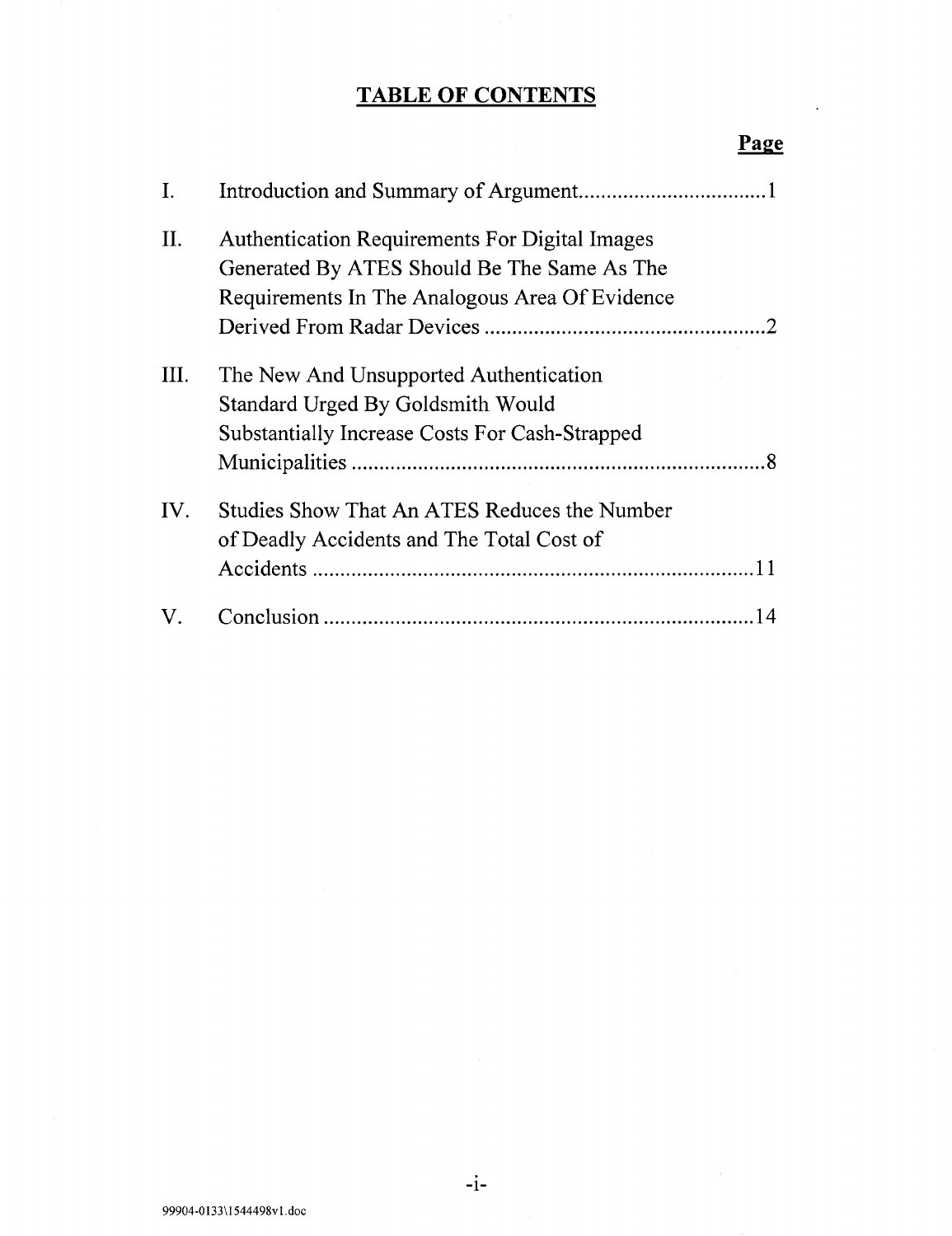# TABLE OF CONTENTS

| | | Page |
|---|---|---|
| I. | Introduction and Summary of Argument | 1 |
| II. | Authentication Requirements For Digital Images Generated By ATES Should Be The Same As The Requirements In The Analogous Area Of Evidence Derived From Radar Devices | 2 |
| III. | The New And Unsupported Authentication Standard Urged By Goldsmith Would Substantially Increase Costs For Cash-Strapped Municipalities | 8 |
| IV. | Studies Show That An ATES Reduces the Number of Deadly Accidents and The Total Cost of Accidents | 11 |
| V. | Conclusion | 14 |

99904-0133\1544498v1.doc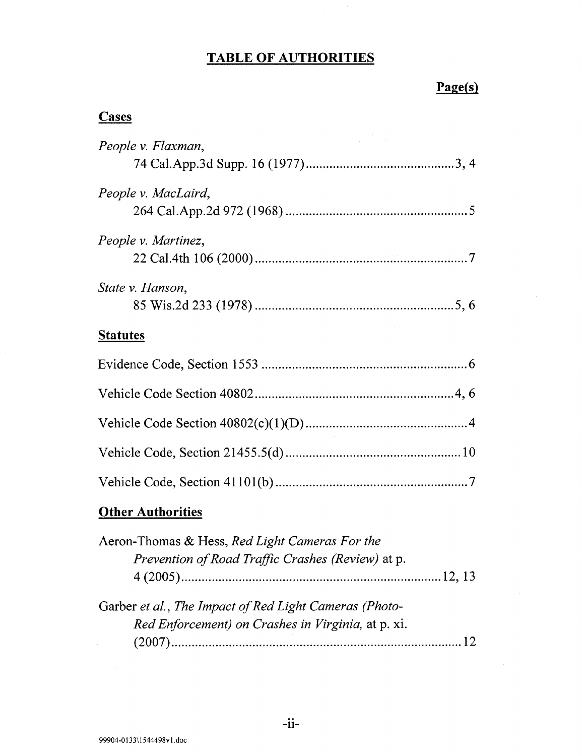# TABLE OF AUTHORITIES

**Page(s)**

## Cases

*People v. Flaxman*,
74 Cal.App.3d Supp. 16 (1977) .......................................... 3, 4

*People v. MacLaird*,
264 Cal.App.2d 972 (1968) .......................................... 5

*People v. Martinez*,
22 Cal.4th 106 (2000) .......................................... 7

*State v. Hanson*,
85 Wis.2d 233 (1978) .......................................... 5, 6

## Statutes

Evidence Code, Section 1553 .......................................... 6

Vehicle Code Section 40802 .......................................... 4, 6

Vehicle Code Section 40802(c)(1)(D) .......................................... 4

Vehicle Code, Section 21455.5(d) .......................................... 10

Vehicle Code, Section 41101(b) .......................................... 7

## Other Authorities

Aeron-Thomas & Hess, *Red Light Cameras For the Prevention of Road Traffic Crashes (Review)* at p. 4 (2005) .......................................... 12, 13

Garber *et al.*, *The Impact of Red Light Cameras (Photo-Red Enforcement) on Crashes in Virginia,* at p. xi. (2007) .......................................... 12

99904-0133\1544498v1.doc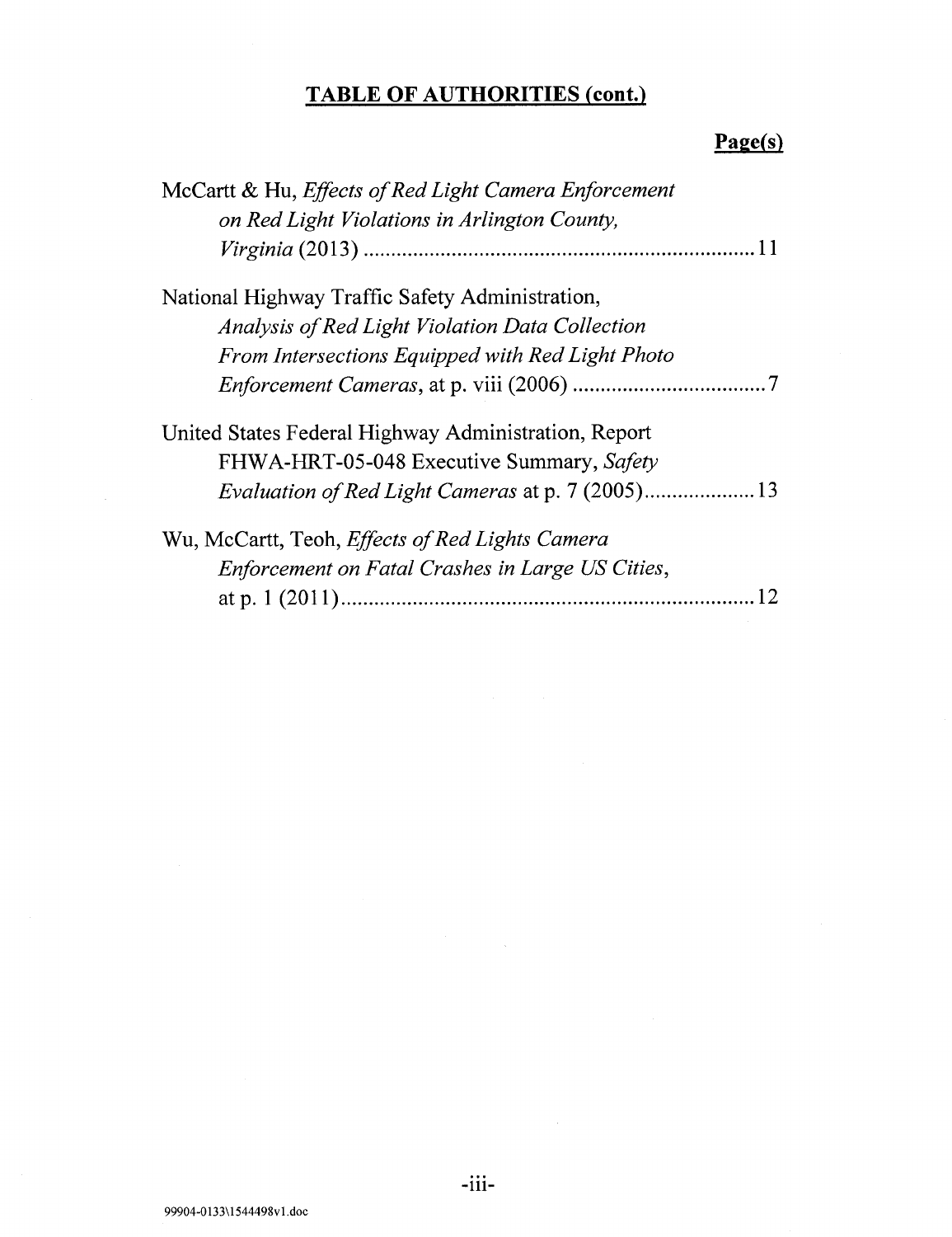## TABLE OF AUTHORITIES (cont.)

**Page(s)**

McCartt & Hu, *Effects of Red Light Camera Enforcement on Red Light Violations in Arlington County, Virginia* (2013) ........................................................................ 11

National Highway Traffic Safety Administration, *Analysis of Red Light Violation Data Collection From Intersections Equipped with Red Light Photo Enforcement Cameras*, at p. viii (2006) .................................... 7

United States Federal Highway Administration, Report FHWA-HRT-05-048 Executive Summary, *Safety Evaluation of Red Light Cameras* at p. 7 (2005) .................... 13

Wu, McCartt, Teoh, *Effects of Red Lights Camera Enforcement on Fatal Crashes in Large US Cities*, at p. 1 (2011) ............................................................................ 12

99904-0133\1544498v1.doc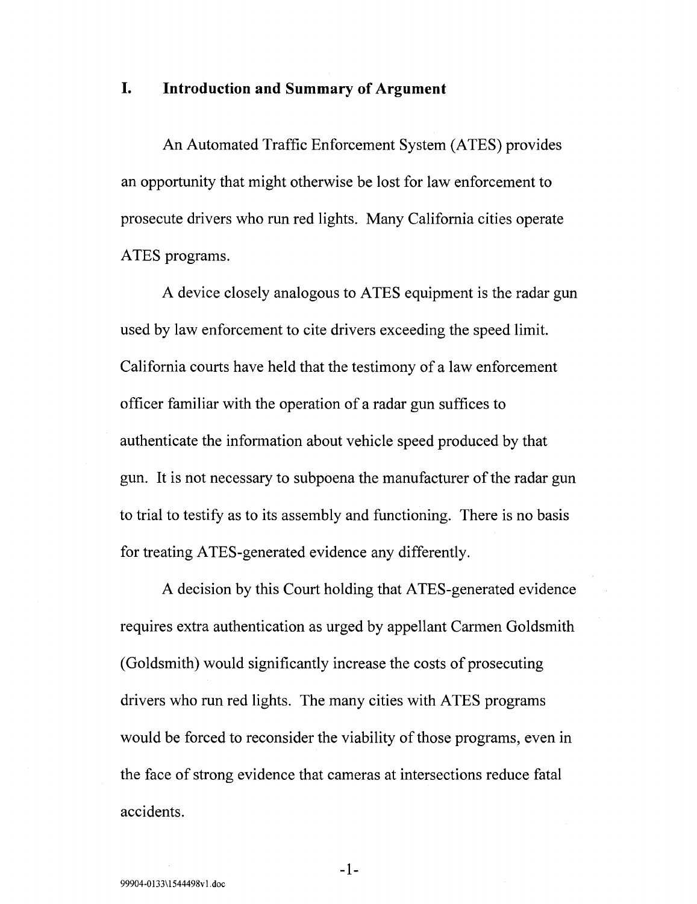## I. Introduction and Summary of Argument

An Automated Traffic Enforcement System (ATES) provides an opportunity that might otherwise be lost for law enforcement to prosecute drivers who run red lights. Many California cities operate ATES programs.

A device closely analogous to ATES equipment is the radar gun used by law enforcement to cite drivers exceeding the speed limit. California courts have held that the testimony of a law enforcement officer familiar with the operation of a radar gun suffices to authenticate the information about vehicle speed produced by that gun. It is not necessary to subpoena the manufacturer of the radar gun to trial to testify as to its assembly and functioning. There is no basis for treating ATES-generated evidence any differently.

A decision by this Court holding that ATES-generated evidence requires extra authentication as urged by appellant Carmen Goldsmith (Goldsmith) would significantly increase the costs of prosecuting drivers who run red lights. The many cities with ATES programs would be forced to reconsider the viability of those programs, even in the face of strong evidence that cameras at intersections reduce fatal accidents.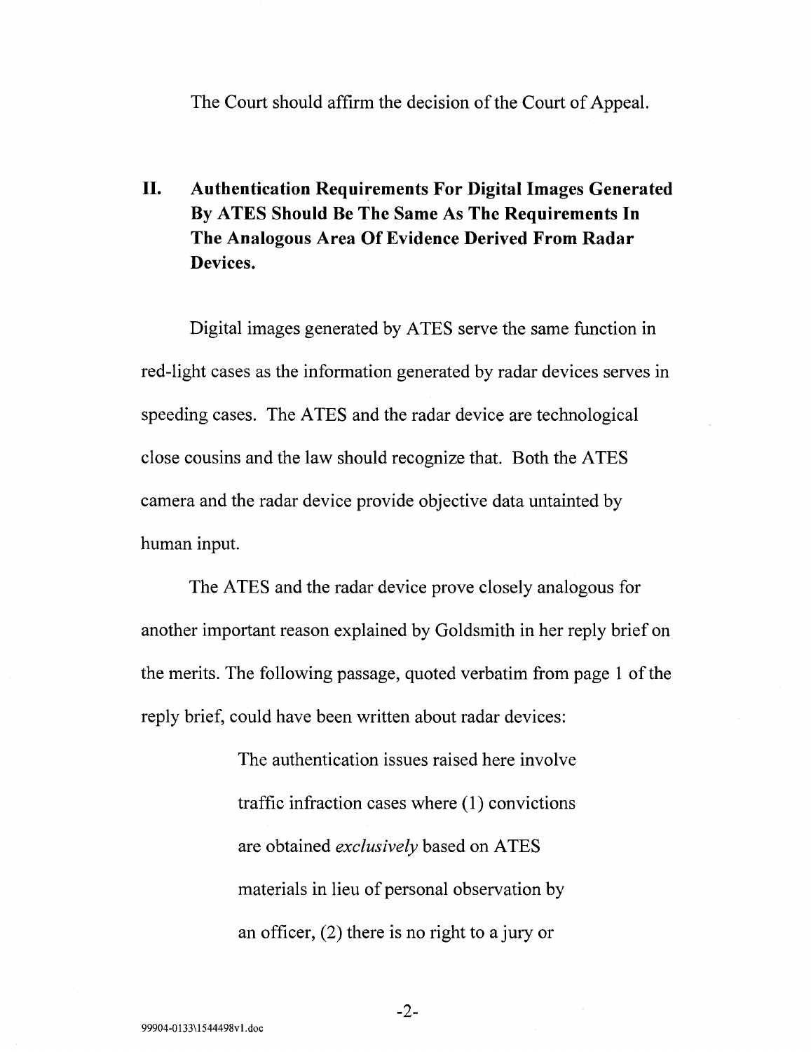The Court should affirm the decision of the Court of Appeal.

## II. Authentication Requirements For Digital Images Generated By ATES Should Be The Same As The Requirements In The Analogous Area Of Evidence Derived From Radar Devices.

Digital images generated by ATES serve the same function in red-light cases as the information generated by radar devices serves in speeding cases. The ATES and the radar device are technological close cousins and the law should recognize that. Both the ATES camera and the radar device provide objective data untainted by human input.

The ATES and the radar device prove closely analogous for another important reason explained by Goldsmith in her reply brief on the merits. The following passage, quoted verbatim from page 1 of the reply brief, could have been written about radar devices:

> The authentication issues raised here involve traffic infraction cases where (1) convictions are obtained *exclusively* based on ATES materials in lieu of personal observation by an officer, (2) there is no right to a jury or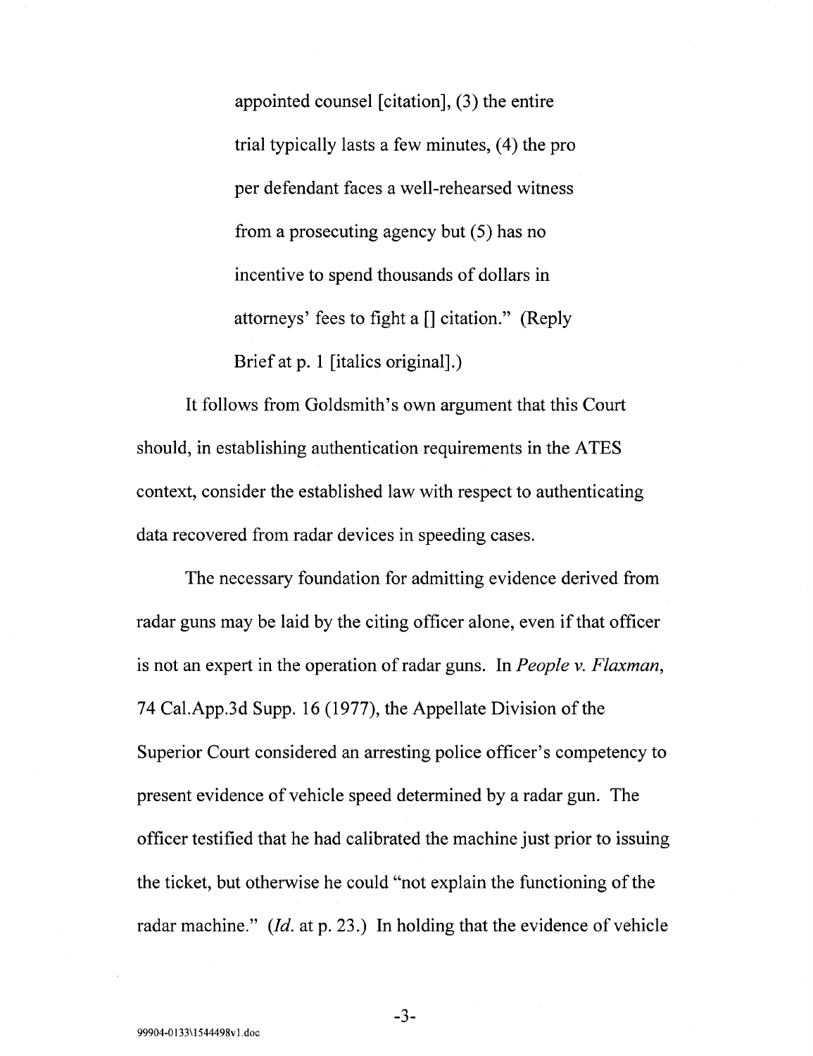appointed counsel [citation], (3) the entire trial typically lasts a few minutes, (4) the pro per defendant faces a well-rehearsed witness from a prosecuting agency but (5) has no incentive to spend thousands of dollars in attorneys' fees to fight a [] citation." (Reply Brief at p. 1 [italics original].)

It follows from Goldsmith's own argument that this Court should, in establishing authentication requirements in the ATES context, consider the established law with respect to authenticating data recovered from radar devices in speeding cases.

The necessary foundation for admitting evidence derived from radar guns may be laid by the citing officer alone, even if that officer is not an expert in the operation of radar guns. In *People v. Flaxman*, 74 Cal.App.3d Supp. 16 (1977), the Appellate Division of the Superior Court considered an arresting police officer's competency to present evidence of vehicle speed determined by a radar gun. The officer testified that he had calibrated the machine just prior to issuing the ticket, but otherwise he could "not explain the functioning of the radar machine." (*Id.* at p. 23.) In holding that the evidence of vehicle

99904-0133\1544498v1.doc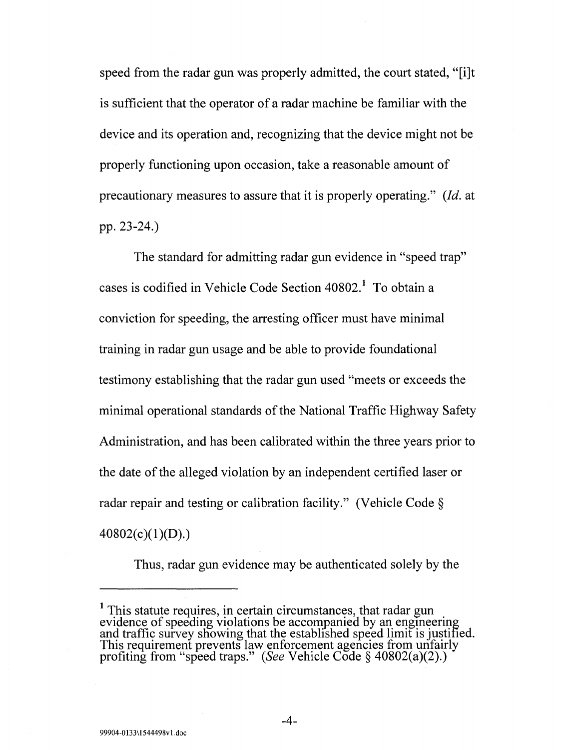speed from the radar gun was properly admitted, the court stated, "[i]t is sufficient that the operator of a radar machine be familiar with the device and its operation and, recognizing that the device might not be properly functioning upon occasion, take a reasonable amount of precautionary measures to assure that it is properly operating." (*Id.* at pp. 23-24.)

The standard for admitting radar gun evidence in "speed trap" cases is codified in Vehicle Code Section 40802.[1] To obtain a conviction for speeding, the arresting officer must have minimal training in radar gun usage and be able to provide foundational testimony establishing that the radar gun used "meets or exceeds the minimal operational standards of the National Traffic Highway Safety Administration, and has been calibrated within the three years prior to the date of the alleged violation by an independent certified laser or radar repair and testing or calibration facility." (Vehicle Code § 40802(c)(1)(D).)

Thus, radar gun evidence may be authenticated solely by the

---

[1] This statute requires, in certain circumstances, that radar gun evidence of speeding violations be accompanied by an engineering and traffic survey showing that the established speed limit is justified. This requirement prevents law enforcement agencies from unfairly profiting from "speed traps." (*See* Vehicle Code § 40802(a)(2).)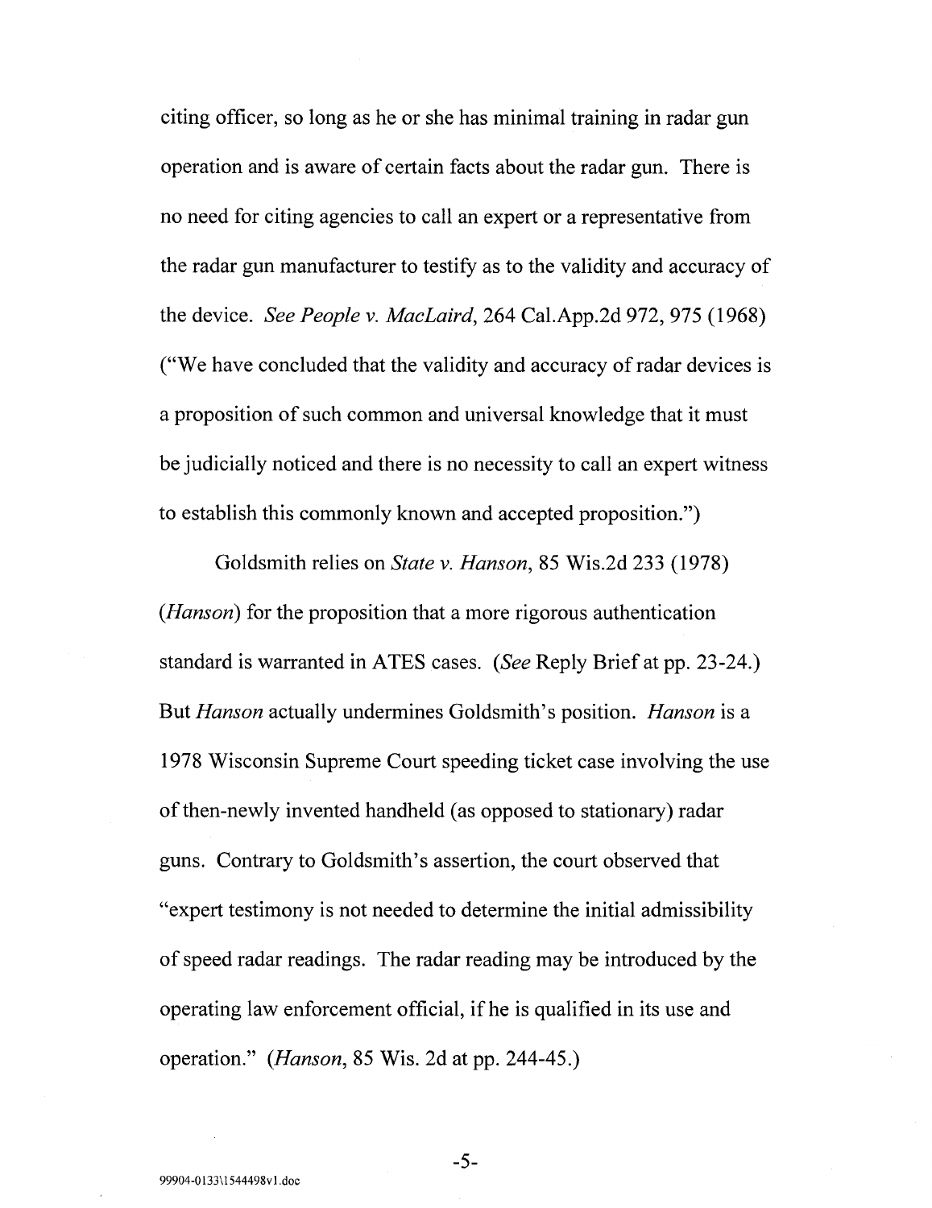citing officer, so long as he or she has minimal training in radar gun operation and is aware of certain facts about the radar gun. There is no need for citing agencies to call an expert or a representative from the radar gun manufacturer to testify as to the validity and accuracy of the device. *See People v. MacLaird*, 264 Cal.App.2d 972, 975 (1968) ("We have concluded that the validity and accuracy of radar devices is a proposition of such common and universal knowledge that it must be judicially noticed and there is no necessity to call an expert witness to establish this commonly known and accepted proposition.")

Goldsmith relies on *State v. Hanson*, 85 Wis.2d 233 (1978) (*Hanson*) for the proposition that a more rigorous authentication standard is warranted in ATES cases. (*See* Reply Brief at pp. 23-24.) But *Hanson* actually undermines Goldsmith's position. *Hanson* is a 1978 Wisconsin Supreme Court speeding ticket case involving the use of then-newly invented handheld (as opposed to stationary) radar guns. Contrary to Goldsmith's assertion, the court observed that "expert testimony is not needed to determine the initial admissibility of speed radar readings. The radar reading may be introduced by the operating law enforcement official, if he is qualified in its use and operation." (*Hanson*, 85 Wis. 2d at pp. 244-45.)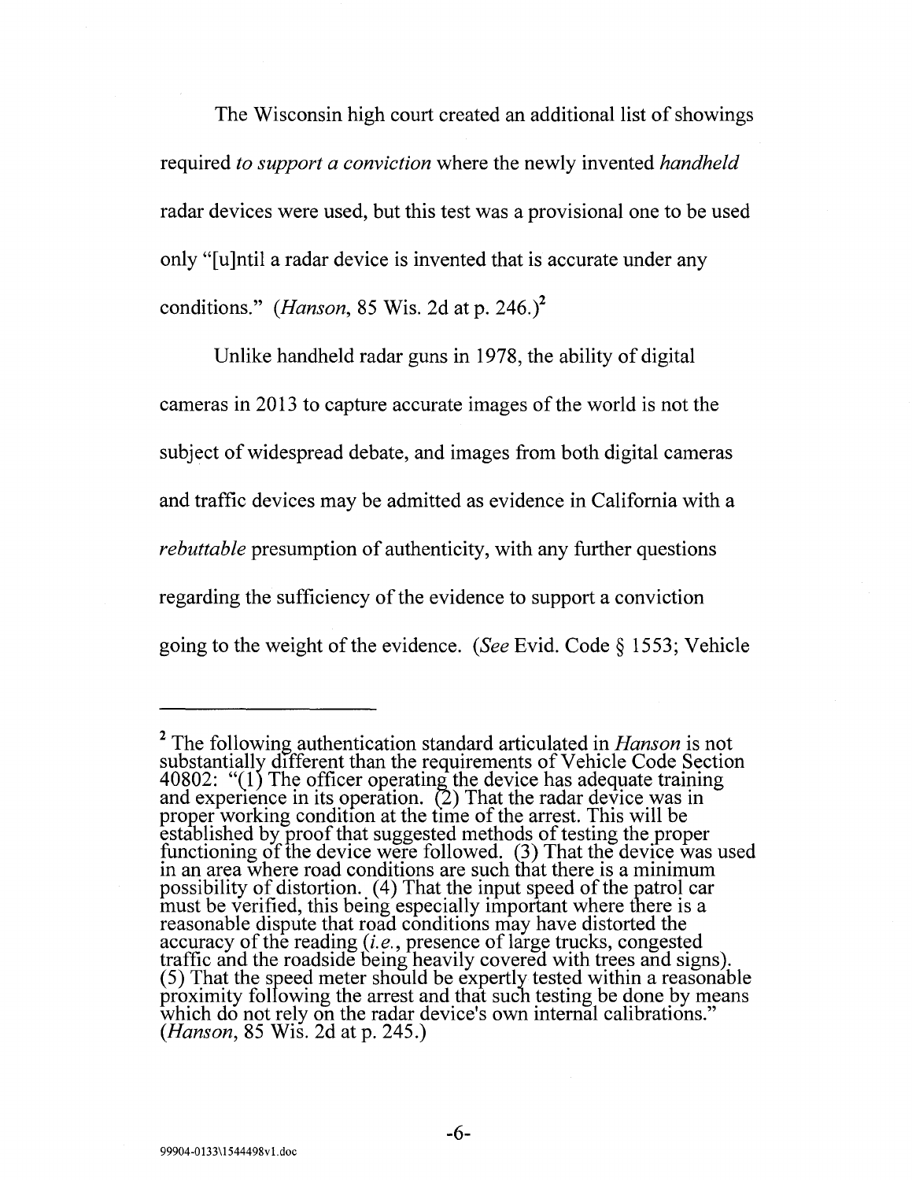The Wisconsin high court created an additional list of showings required *to support a conviction* where the newly invented *handheld* radar devices were used, but this test was a provisional one to be used only "[u]ntil a radar device is invented that is accurate under any conditions." (*Hanson*, 85 Wis. 2d at p. 246.)[2]

Unlike handheld radar guns in 1978, the ability of digital cameras in 2013 to capture accurate images of the world is not the subject of widespread debate, and images from both digital cameras and traffic devices may be admitted as evidence in California with a *rebuttable* presumption of authenticity, with any further questions regarding the sufficiency of the evidence to support a conviction going to the weight of the evidence. (*See* Evid. Code § 1553; Vehicle

---

[2] The following authentication standard articulated in *Hanson* is not substantially different than the requirements of Vehicle Code Section 40802: "(1) The officer operating the device has adequate training and experience in its operation. (2) That the radar device was in proper working condition at the time of the arrest. This will be established by proof that suggested methods of testing the proper functioning of the device were followed. (3) That the device was used in an area where road conditions are such that there is a minimum possibility of distortion. (4) That the input speed of the patrol car must be verified, this being especially important where there is a reasonable dispute that road conditions may have distorted the accuracy of the reading (*i.e.*, presence of large trucks, congested traffic and the roadside being heavily covered with trees and signs). (5) That the speed meter should be expertly tested within a reasonable proximity following the arrest and that such testing be done by means which do not rely on the radar device's own internal calibrations." (*Hanson*, 85 Wis. 2d at p. 245.)

99904-0133\1544498v1.doc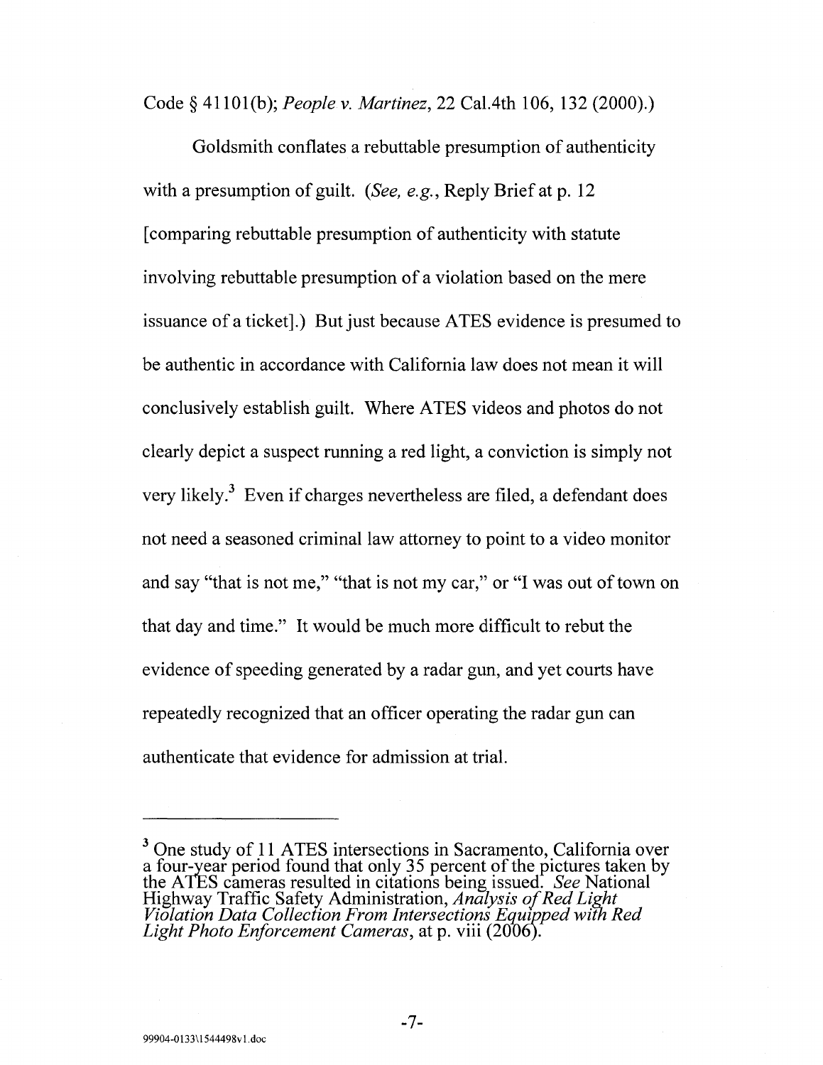Code § 41101(b); *People v. Martinez*, 22 Cal.4th 106, 132 (2000).)

Goldsmith conflates a rebuttable presumption of authenticity with a presumption of guilt. (*See, e.g.*, Reply Brief at p. 12 [comparing rebuttable presumption of authenticity with statute involving rebuttable presumption of a violation based on the mere issuance of a ticket].) But just because ATES evidence is presumed to be authentic in accordance with California law does not mean it will conclusively establish guilt. Where ATES videos and photos do not clearly depict a suspect running a red light, a conviction is simply not very likely.[3] Even if charges nevertheless are filed, a defendant does not need a seasoned criminal law attorney to point to a video monitor and say "that is not me," "that is not my car," or "I was out of town on that day and time." It would be much more difficult to rebut the evidence of speeding generated by a radar gun, and yet courts have repeatedly recognized that an officer operating the radar gun can authenticate that evidence for admission at trial.

---

[3] One study of 11 ATES intersections in Sacramento, California over a four-year period found that only 35 percent of the pictures taken by the ATES cameras resulted in citations being issued. *See* National Highway Traffic Safety Administration, *Analysis of Red Light Violation Data Collection From Intersections Equipped with Red Light Photo Enforcement Cameras*, at p. viii (2006).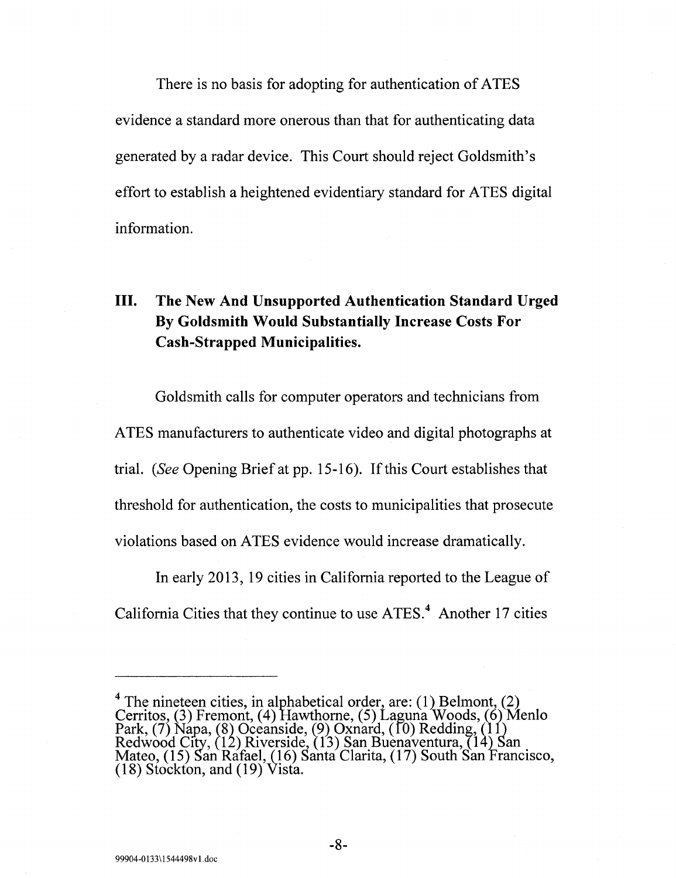There is no basis for adopting for authentication of ATES evidence a standard more onerous than that for authenticating data generated by a radar device. This Court should reject Goldsmith's effort to establish a heightened evidentiary standard for ATES digital information.

## III. The New And Unsupported Authentication Standard Urged By Goldsmith Would Substantially Increase Costs For Cash-Strapped Municipalities.

Goldsmith calls for computer operators and technicians from ATES manufacturers to authenticate video and digital photographs at trial. (*See* Opening Brief at pp. 15-16). If this Court establishes that threshold for authentication, the costs to municipalities that prosecute violations based on ATES evidence would increase dramatically.

In early 2013, 19 cities in California reported to the League of California Cities that they continue to use ATES.[4] Another 17 cities

---

[4] The nineteen cities, in alphabetical order, are: (1) Belmont, (2) Cerritos, (3) Fremont, (4) Hawthorne, (5) Laguna Woods, (6) Menlo Park, (7) Napa, (8) Oceanside, (9) Oxnard, (10) Redding, (11) Redwood City, (12) Riverside, (13) San Buenaventura, (14) San Mateo, (15) San Rafael, (16) Santa Clarita, (17) South San Francisco, (18) Stockton, and (19) Vista.

99904-0133\1544498v1.doc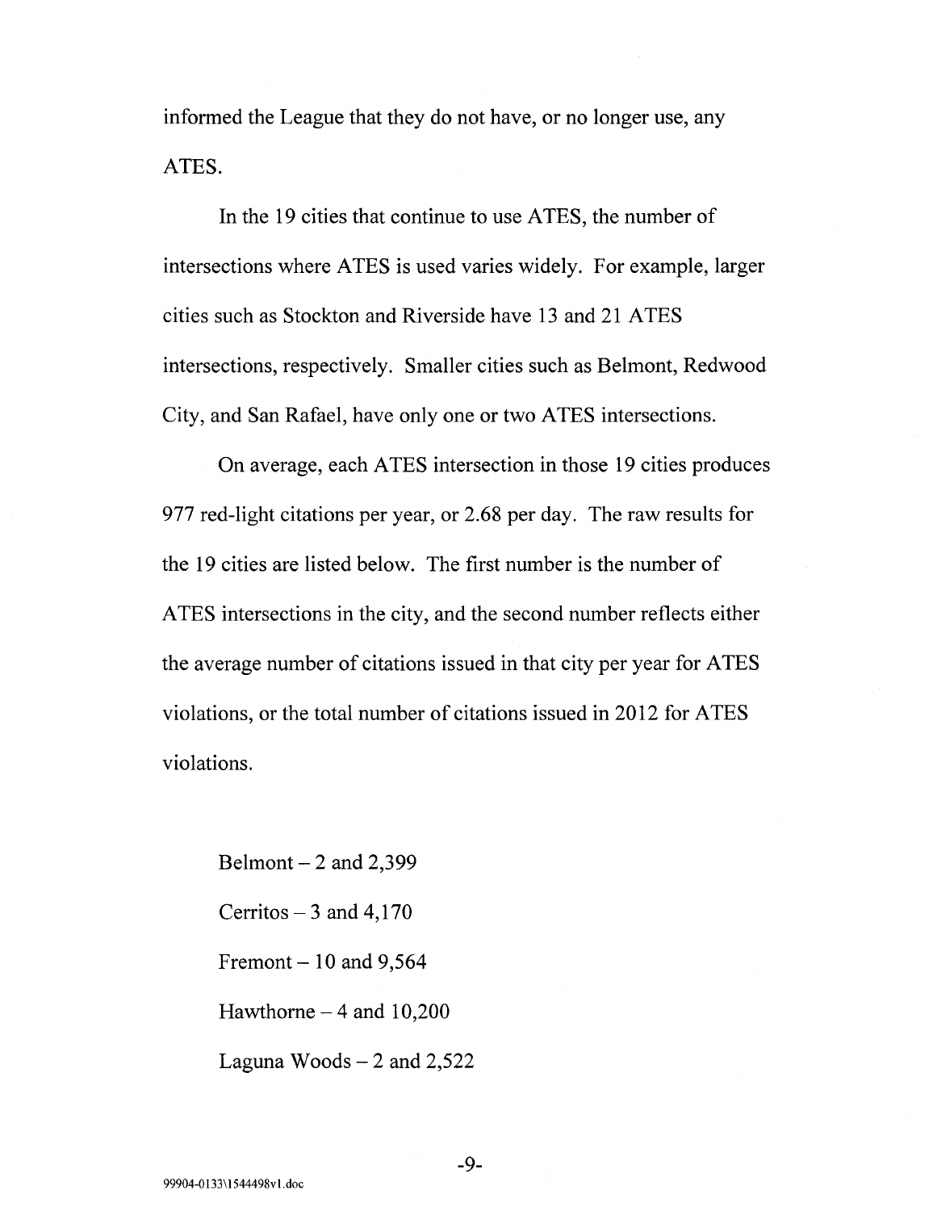informed the League that they do not have, or no longer use, any ATES.

In the 19 cities that continue to use ATES, the number of intersections where ATES is used varies widely. For example, larger cities such as Stockton and Riverside have 13 and 21 ATES intersections, respectively. Smaller cities such as Belmont, Redwood City, and San Rafael, have only one or two ATES intersections.

On average, each ATES intersection in those 19 cities produces 977 red-light citations per year, or 2.68 per day. The raw results for the 19 cities are listed below. The first number is the number of ATES intersections in the city, and the second number reflects either the average number of citations issued in that city per year for ATES violations, or the total number of citations issued in 2012 for ATES violations.

Belmont – 2 and 2,399

Cerritos – 3 and 4,170

Fremont – 10 and 9,564

Hawthorne – 4 and 10,200

Laguna Woods – 2 and 2,522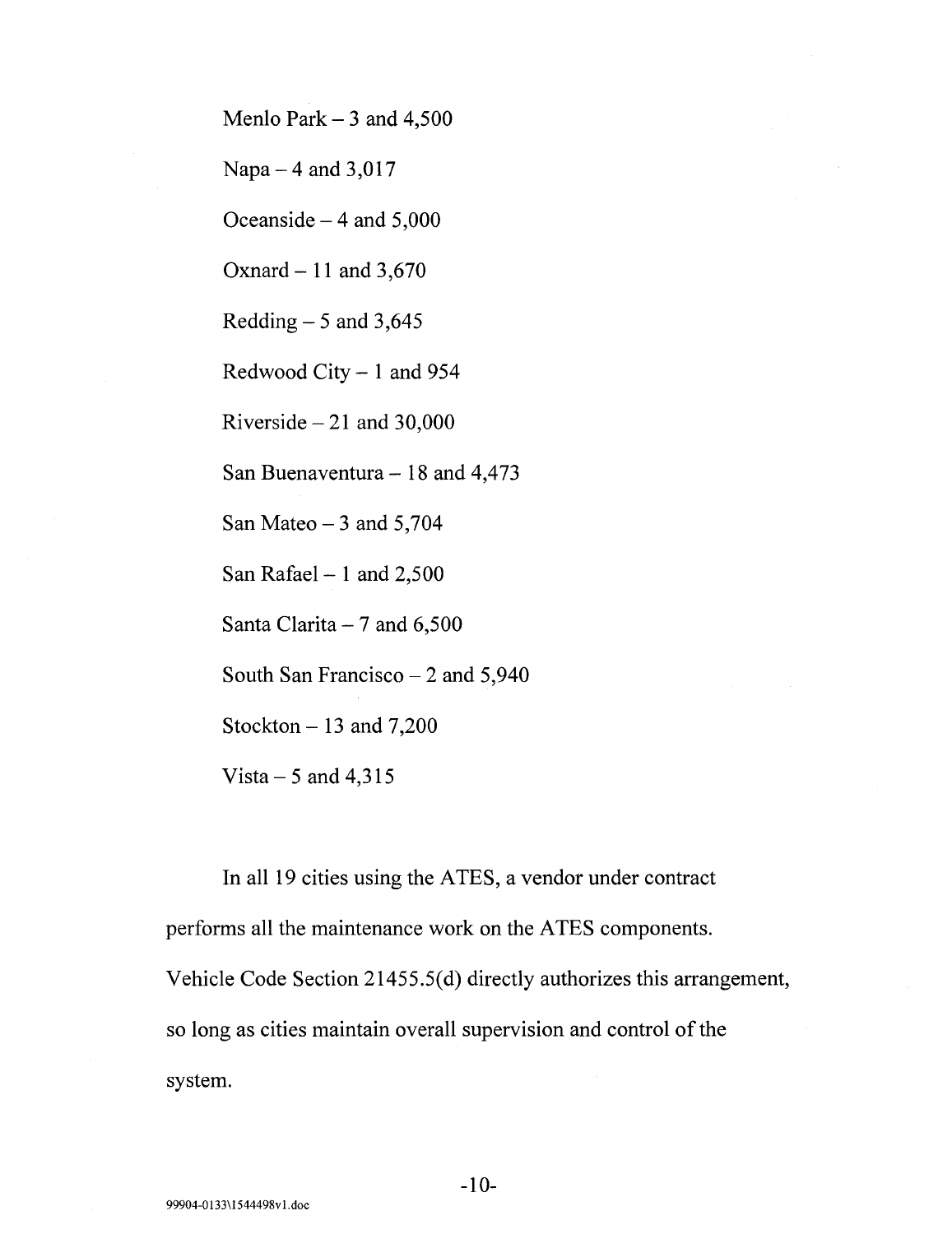Menlo Park – 3 and 4,500

Napa – 4 and 3,017

Oceanside – 4 and 5,000

Oxnard – 11 and 3,670

Redding – 5 and 3,645

Redwood City – 1 and 954

Riverside – 21 and 30,000

San Buenaventura – 18 and 4,473

San Mateo – 3 and 5,704

San Rafael – 1 and 2,500

Santa Clarita – 7 and 6,500

South San Francisco – 2 and 5,940

Stockton – 13 and 7,200

Vista – 5 and 4,315

In all 19 cities using the ATES, a vendor under contract performs all the maintenance work on the ATES components. Vehicle Code Section 21455.5(d) directly authorizes this arrangement, so long as cities maintain overall supervision and control of the system.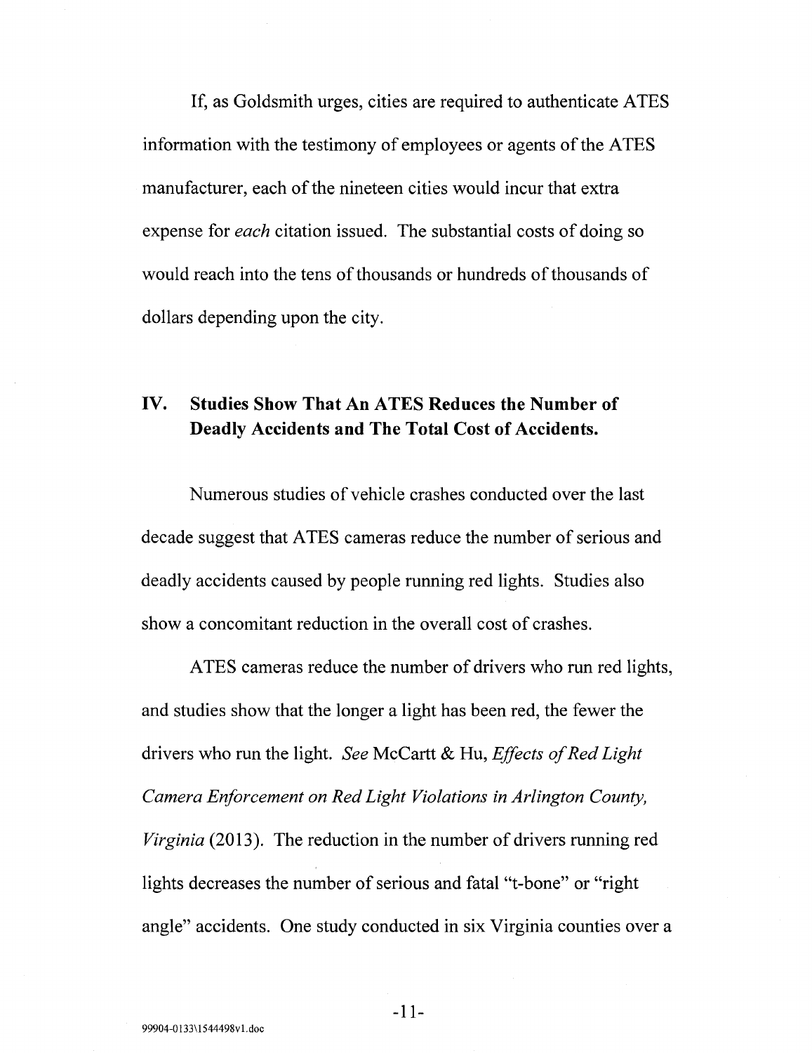If, as Goldsmith urges, cities are required to authenticate ATES information with the testimony of employees or agents of the ATES manufacturer, each of the nineteen cities would incur that extra expense for *each* citation issued. The substantial costs of doing so would reach into the tens of thousands or hundreds of thousands of dollars depending upon the city.

## IV. Studies Show That An ATES Reduces the Number of Deadly Accidents and The Total Cost of Accidents.

Numerous studies of vehicle crashes conducted over the last decade suggest that ATES cameras reduce the number of serious and deadly accidents caused by people running red lights. Studies also show a concomitant reduction in the overall cost of crashes.

ATES cameras reduce the number of drivers who run red lights, and studies show that the longer a light has been red, the fewer the drivers who run the light. *See* McCartt & Hu, *Effects of Red Light Camera Enforcement on Red Light Violations in Arlington County, Virginia* (2013). The reduction in the number of drivers running red lights decreases the number of serious and fatal "t-bone" or "right angle" accidents. One study conducted in six Virginia counties over a

99904-0133\1544498v1.doc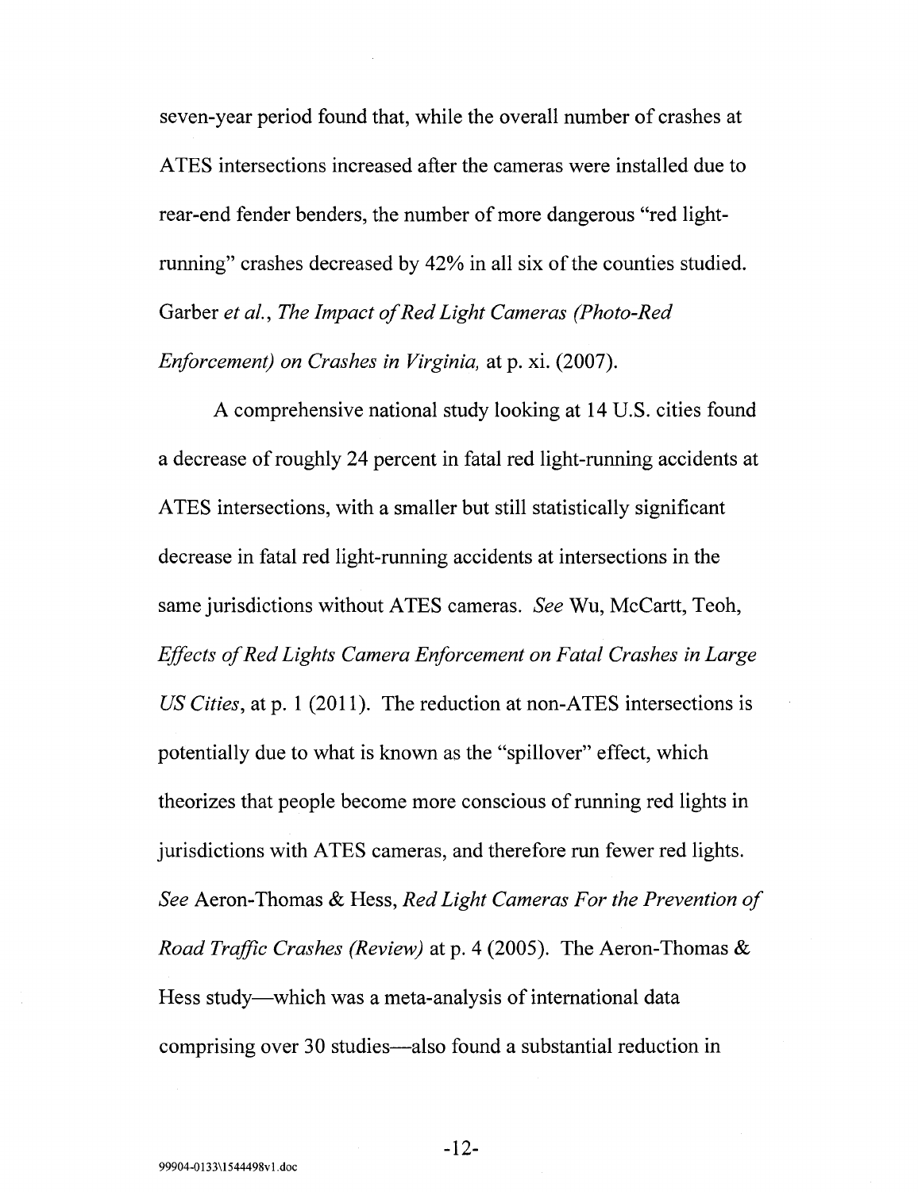seven-year period found that, while the overall number of crashes at ATES intersections increased after the cameras were installed due to rear-end fender benders, the number of more dangerous "red light-running" crashes decreased by 42% in all six of the counties studied. Garber *et al.*, *The Impact of Red Light Cameras (Photo-Red Enforcement) on Crashes in Virginia,* at p. xi. (2007).

A comprehensive national study looking at 14 U.S. cities found a decrease of roughly 24 percent in fatal red light-running accidents at ATES intersections, with a smaller but still statistically significant decrease in fatal red light-running accidents at intersections in the same jurisdictions without ATES cameras. *See* Wu, McCartt, Teoh, *Effects of Red Lights Camera Enforcement on Fatal Crashes in Large US Cities*, at p. 1 (2011). The reduction at non-ATES intersections is potentially due to what is known as the "spillover" effect, which theorizes that people become more conscious of running red lights in jurisdictions with ATES cameras, and therefore run fewer red lights. *See* Aeron-Thomas & Hess, *Red Light Cameras For the Prevention of Road Traffic Crashes (Review)* at p. 4 (2005). The Aeron-Thomas & Hess study—which was a meta-analysis of international data comprising over 30 studies—also found a substantial reduction in

99904-0133\1544498v1.doc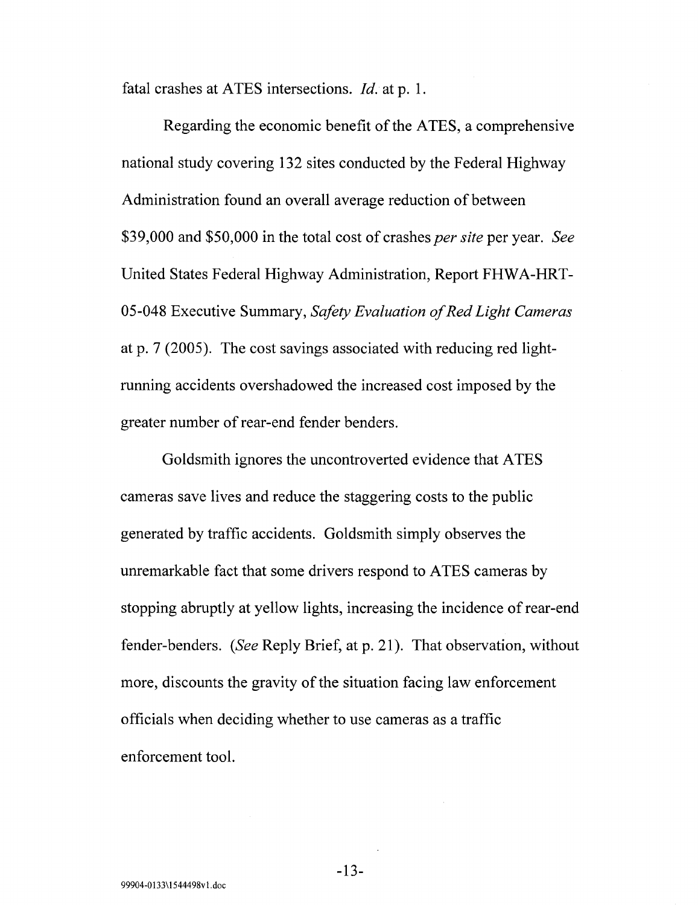fatal crashes at ATES intersections. *Id.* at p. 1.

Regarding the economic benefit of the ATES, a comprehensive national study covering 132 sites conducted by the Federal Highway Administration found an overall average reduction of between $39,000 and $50,000 in the total cost of crashes *per site* per year. *See* United States Federal Highway Administration, Report FHWA-HRT-05-048 Executive Summary, *Safety Evaluation of Red Light Cameras* at p. 7 (2005). The cost savings associated with reducing red light-running accidents overshadowed the increased cost imposed by the greater number of rear-end fender benders.

Goldsmith ignores the uncontroverted evidence that ATES cameras save lives and reduce the staggering costs to the public generated by traffic accidents. Goldsmith simply observes the unremarkable fact that some drivers respond to ATES cameras by stopping abruptly at yellow lights, increasing the incidence of rear-end fender-benders. (*See* Reply Brief, at p. 21). That observation, without more, discounts the gravity of the situation facing law enforcement officials when deciding whether to use cameras as a traffic enforcement tool.

99904-0133\1544498v1.doc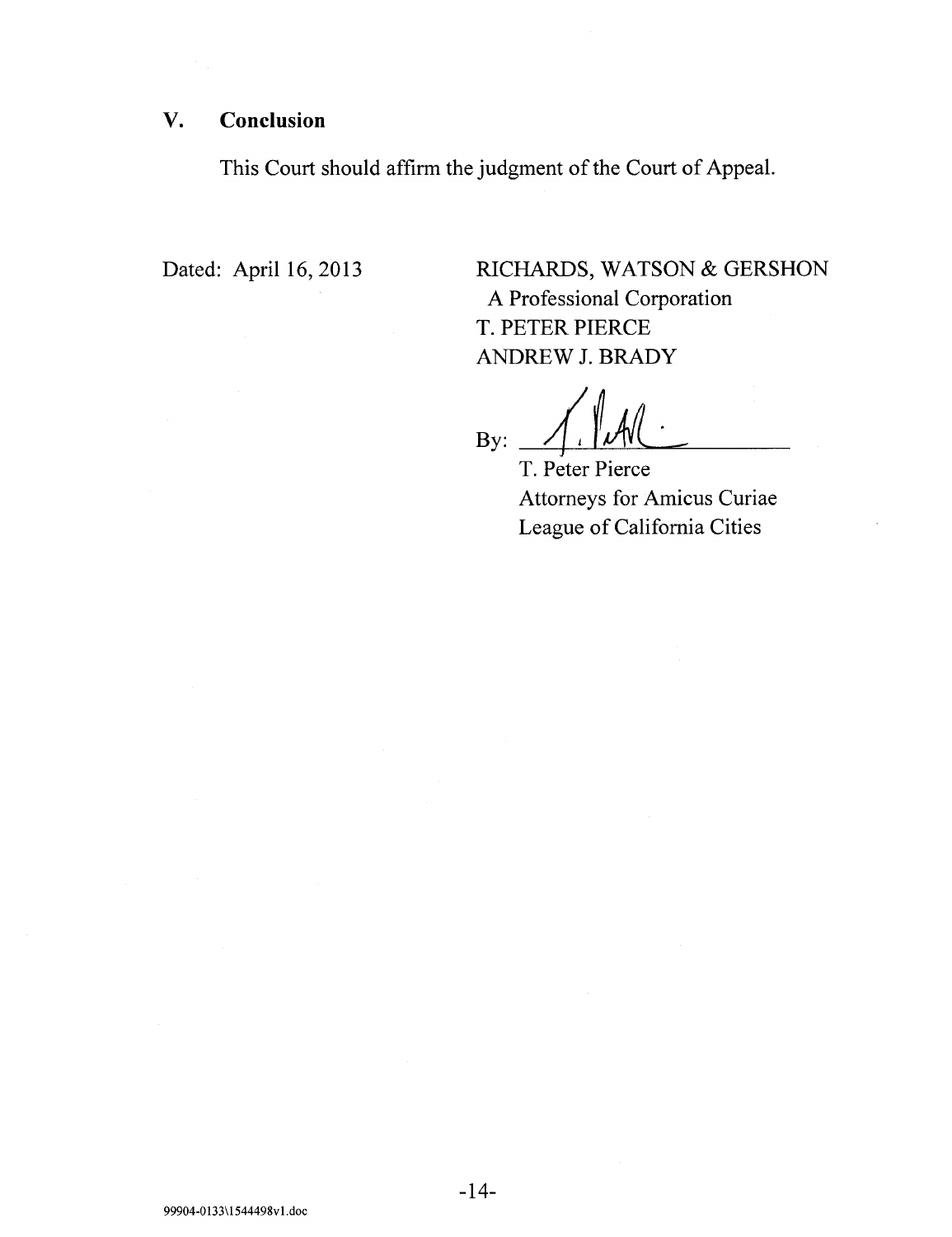## V. Conclusion

This Court should affirm the judgment of the Court of Appeal.

Dated: April 16, 2013

RICHARDS, WATSON & GERSHON
A Professional Corporation
T. PETER PIERCE
ANDREW J. BRADY

By: ______________________
T. Peter Pierce
Attorneys for Amicus Curiae
League of California Cities

99904-0133\1544498v1.doc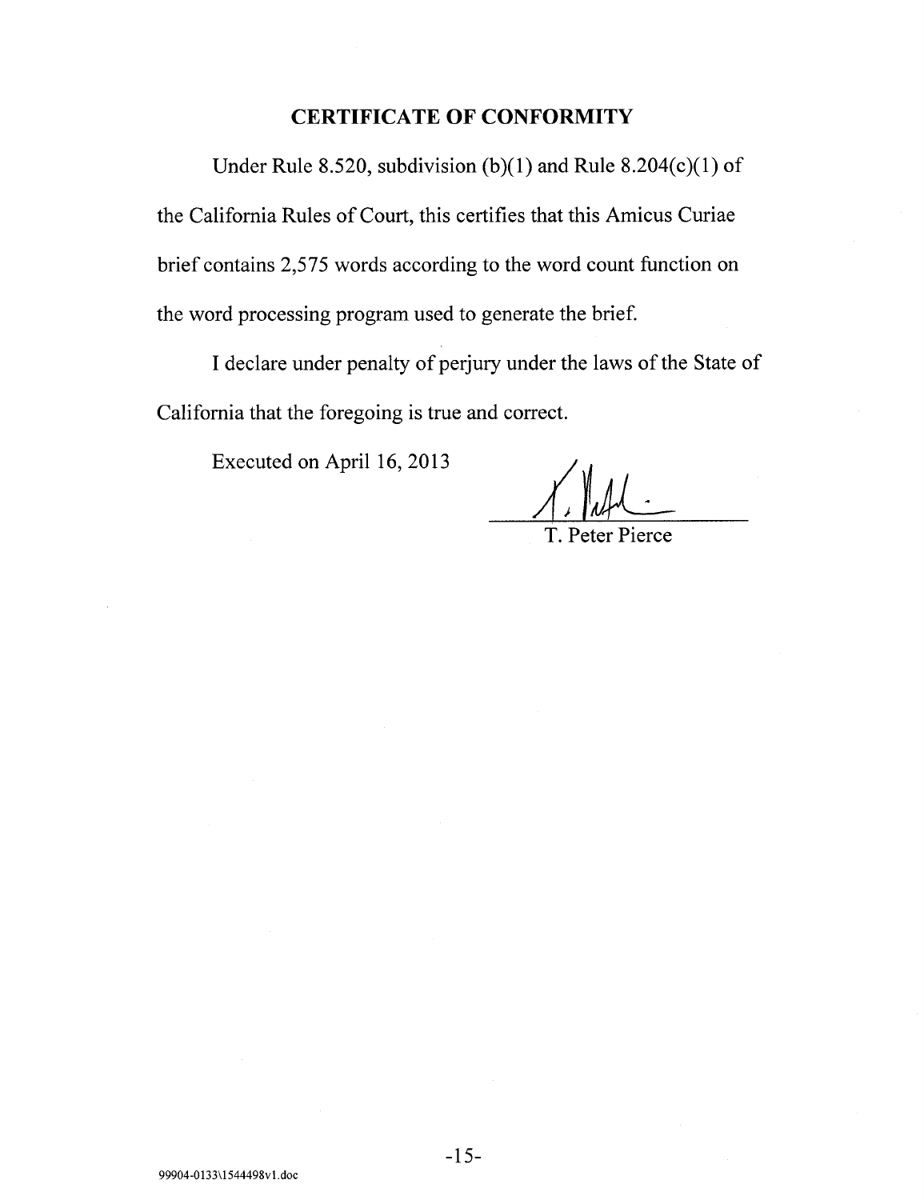## CERTIFICATE OF CONFORMITY

Under Rule 8.520, subdivision (b)(1) and Rule 8.204(c)(1) of the California Rules of Court, this certifies that this Amicus Curiae brief contains 2,575 words according to the word count function on the word processing program used to generate the brief.

I declare under penalty of perjury under the laws of the State of California that the foregoing is true and correct.

Executed on April 16, 2013

T. Peter Pierce

99904-0133\1544498v1.doc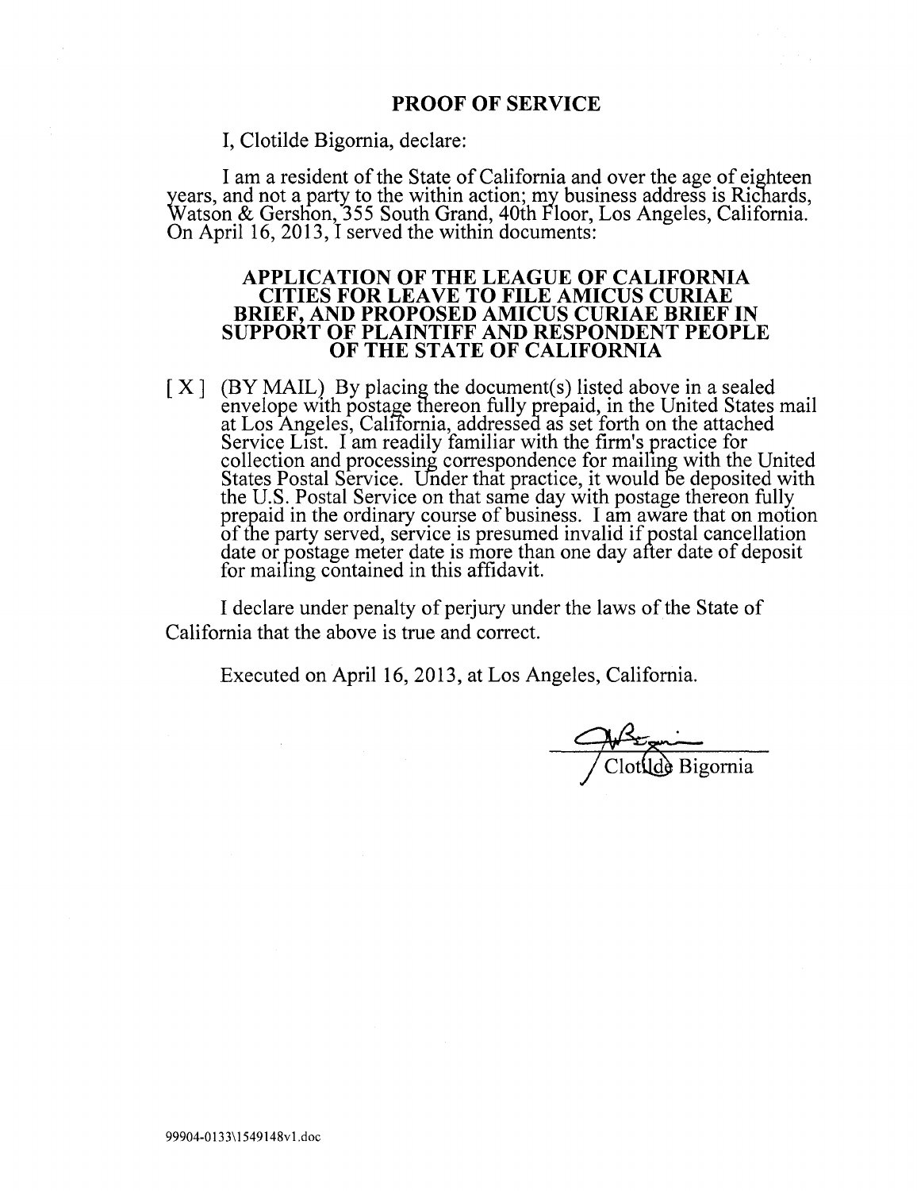## PROOF OF SERVICE

I, Clotilde Bigornia, declare:

I am a resident of the State of California and over the age of eighteen years, and not a party to the within action; my business address is Richards, Watson & Gershon, 355 South Grand, 40th Floor, Los Angeles, California. On April 16, 2013, I served the within documents:

**APPLICATION OF THE LEAGUE OF CALIFORNIA CITIES FOR LEAVE TO FILE AMICUS CURIAE BRIEF, AND PROPOSED AMICUS CURIAE BRIEF IN SUPPORT OF PLAINTIFF AND RESPONDENT PEOPLE OF THE STATE OF CALIFORNIA**

[ X ] (BY MAIL) By placing the document(s) listed above in a sealed envelope with postage thereon fully prepaid, in the United States mail at Los Angeles, California, addressed as set forth on the attached Service List. I am readily familiar with the firm's practice for collection and processing correspondence for mailing with the United States Postal Service. Under that practice, it would be deposited with the U.S. Postal Service on that same day with postage thereon fully prepaid in the ordinary course of business. I am aware that on motion of the party served, service is presumed invalid if postal cancellation date or postage meter date is more than one day after date of deposit for mailing contained in this affidavit.

I declare under penalty of perjury under the laws of the State of California that the above is true and correct.

Executed on April 16, 2013, at Los Angeles, California.

/ Clotilde Bigornia

99904-0133\1549148v1.doc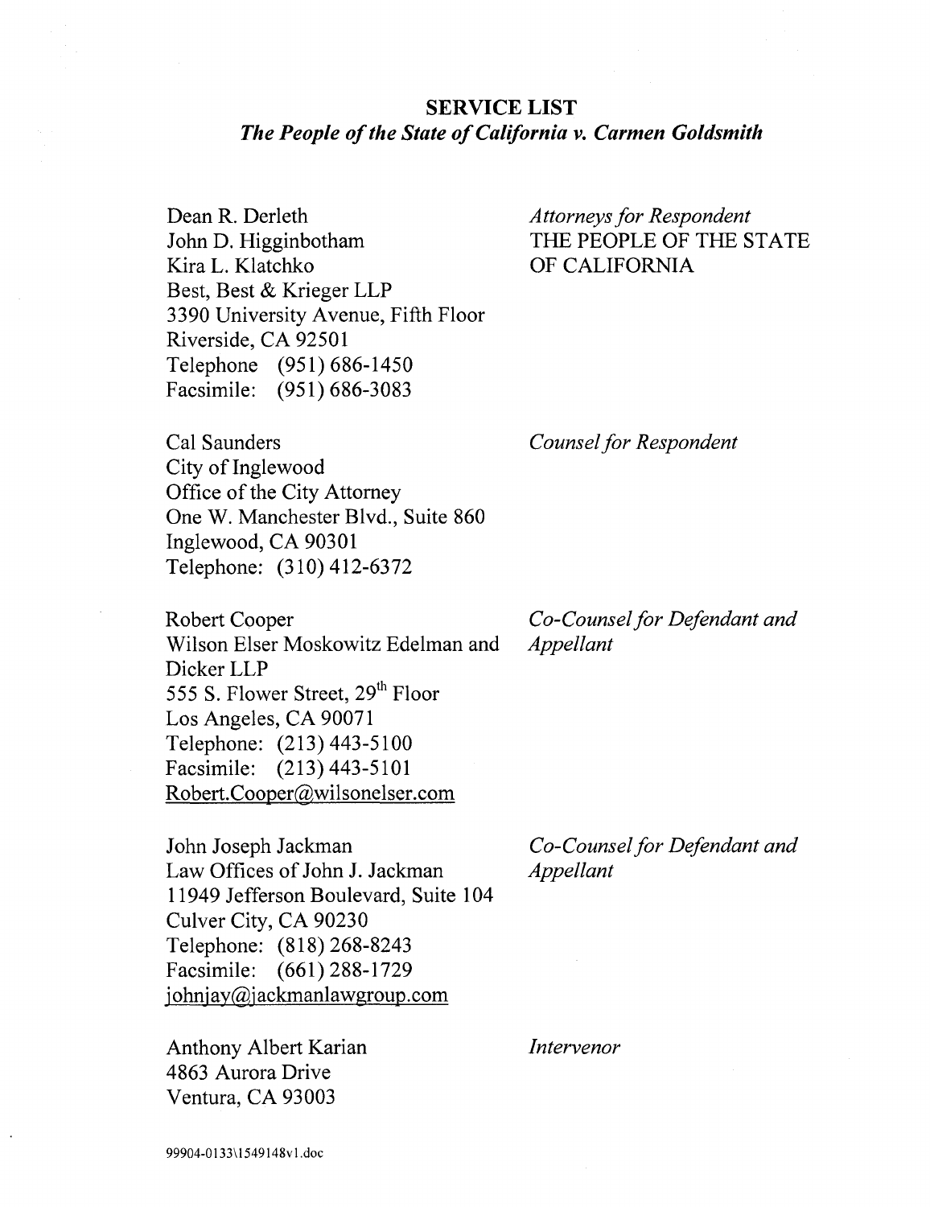# SERVICE LIST

## *The People of the State of California v. Carmen Goldsmith*

| | |
|---|---|
| Dean R. Derleth<br>John D. Higginbotham<br>Kira L. Klatchko<br>Best, Best & Krieger LLP<br>3390 University Avenue, Fifth Floor<br>Riverside, CA 92501<br>Telephone (951) 686-1450<br>Facsimile: (951) 686-3083 | *Attorneys for Respondent*<br>THE PEOPLE OF THE STATE OF CALIFORNIA |
| Cal Saunders<br>City of Inglewood<br>Office of the City Attorney<br>One W. Manchester Blvd., Suite 860<br>Inglewood, CA 90301<br>Telephone: (310) 412-6372 | *Counsel for Respondent* |
| Robert Cooper<br>Wilson Elser Moskowitz Edelman and Dicker LLP<br>555 S. Flower Street, 29th Floor<br>Los Angeles, CA 90071<br>Telephone: (213) 443-5100<br>Facsimile: (213) 443-5101<br>Robert.Cooper@wilsonelser.com | *Co-Counsel for Defendant and Appellant* |
| John Joseph Jackman<br>Law Offices of John J. Jackman<br>11949 Jefferson Boulevard, Suite 104<br>Culver City, CA 90230<br>Telephone: (818) 268-8243<br>Facsimile: (661) 288-1729<br>johnjay@jackmanlawgroup.com | *Co-Counsel for Defendant and Appellant* |
| Anthony Albert Karian<br>4863 Aurora Drive<br>Ventura, CA 93003 | *Intervenor* |

99904-0133\1549148v1.doc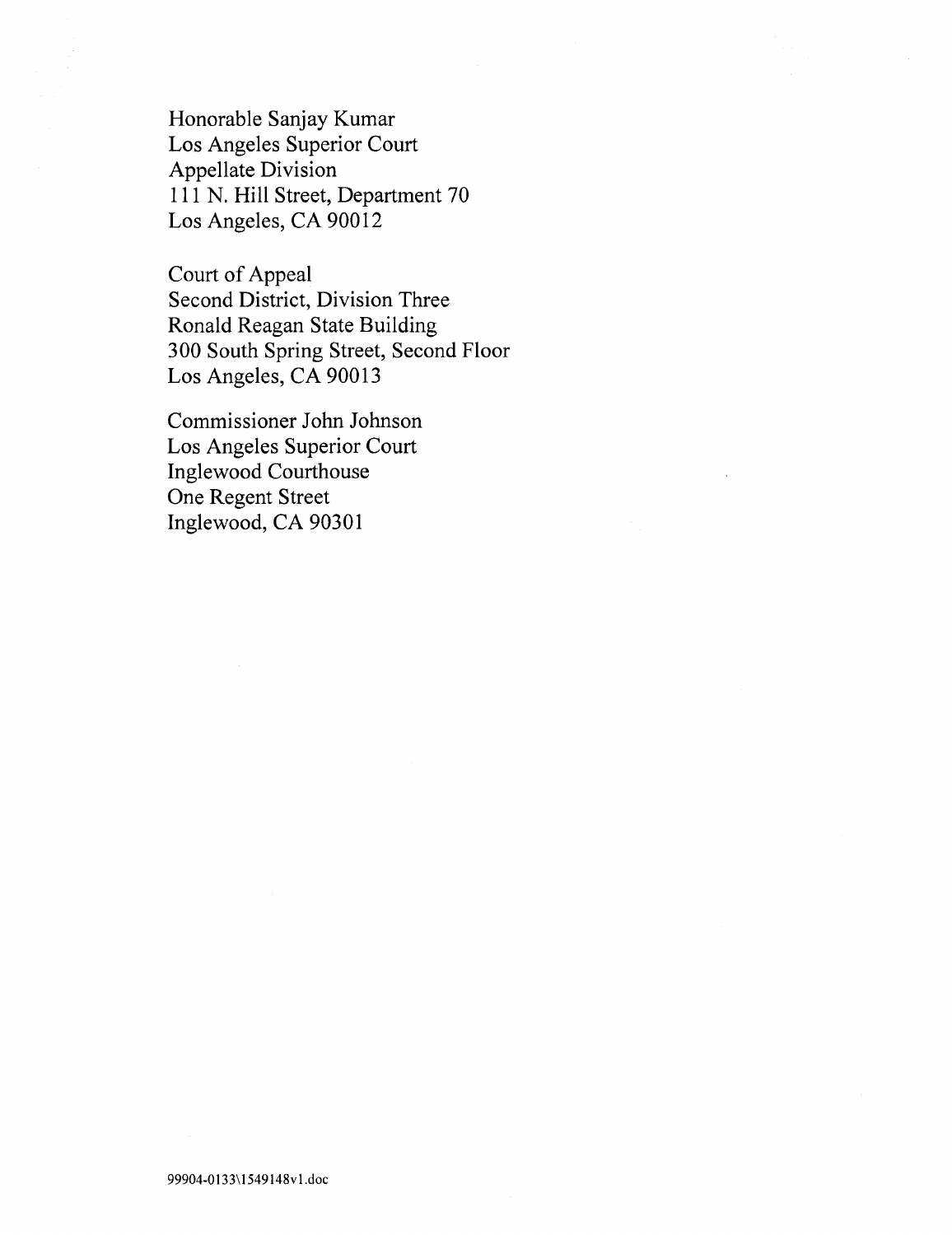Honorable Sanjay Kumar
Los Angeles Superior Court
Appellate Division
111 N. Hill Street, Department 70
Los Angeles, CA 90012

Court of Appeal
Second District, Division Three
Ronald Reagan State Building
300 South Spring Street, Second Floor
Los Angeles, CA 90013

Commissioner John Johnson
Los Angeles Superior Court
Inglewood Courthouse
One Regent Street
Inglewood, CA 90301

99904-0133\1549148v1.doc